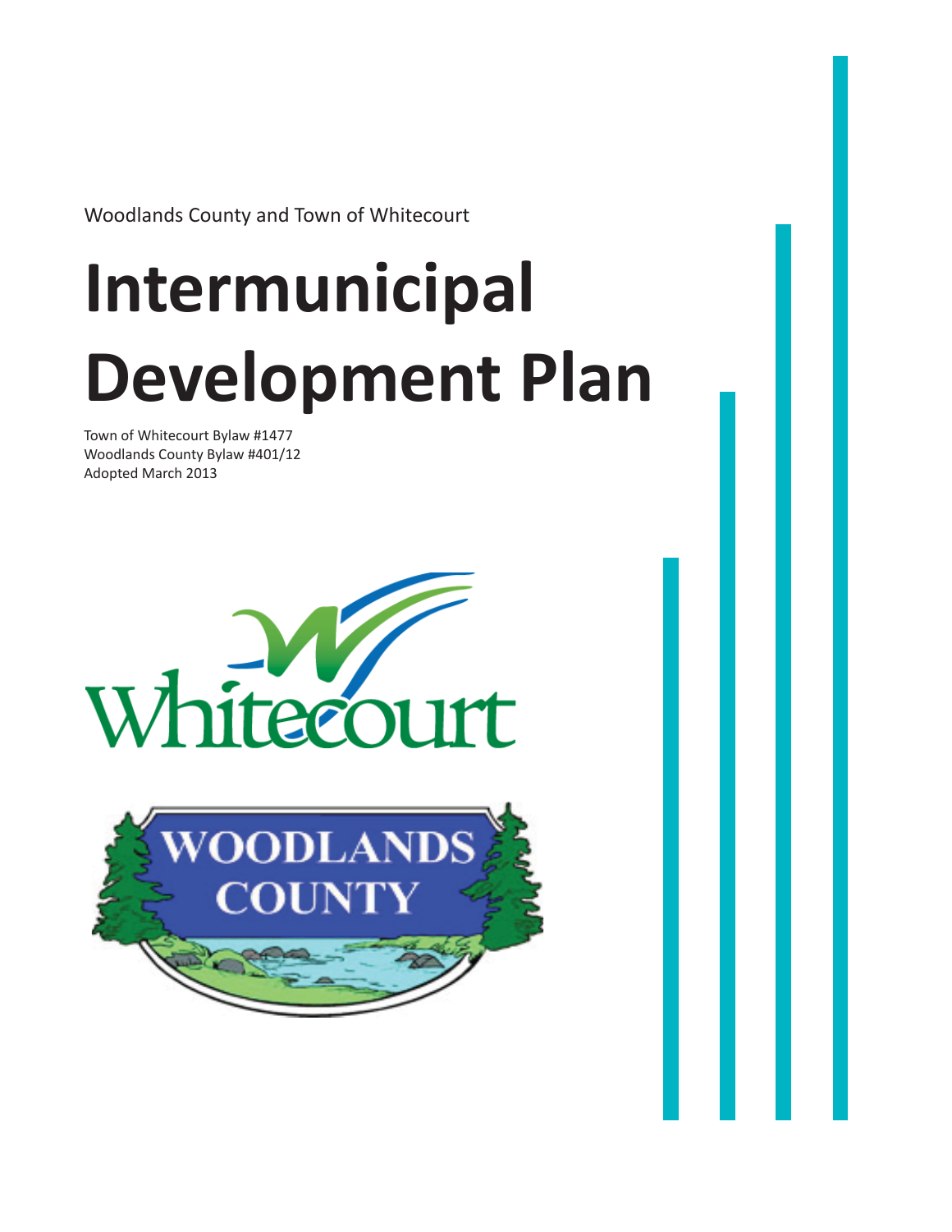Woodlands County and Town of Whitecourt

# Intermunicipal Development Plan

Town of Whitecourt Bylaw #1477
Woodlands County Bylaw #401/12
Adopted March 2013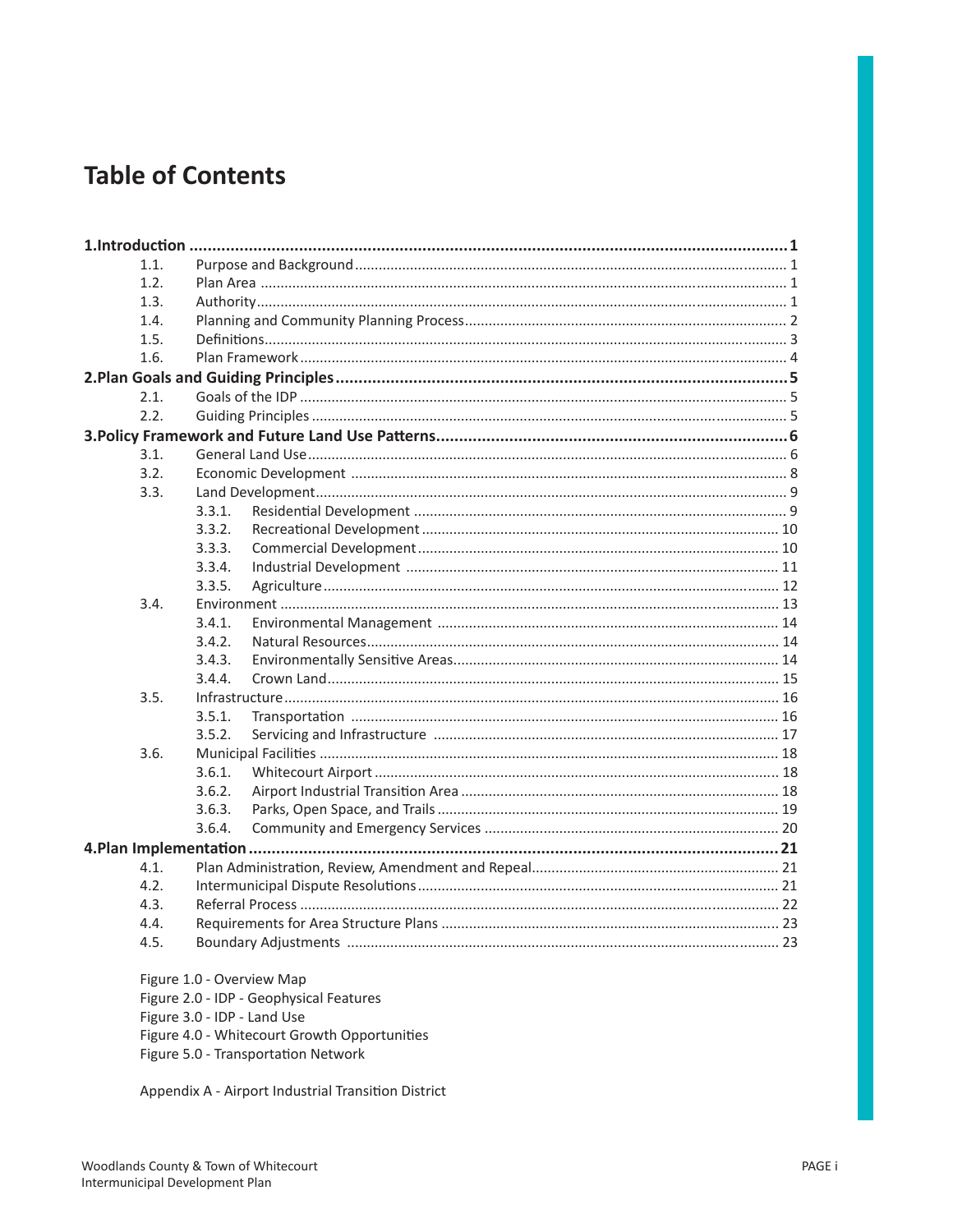# Table of Contents

**1. Introduction** ..... **1**

- 1.1. Purpose and Background ..... 1
- 1.2. Plan Area ..... 1
- 1.3. Authority ..... 1
- 1.4. Planning and Community Planning Process ..... 2
- 1.5. Definitions ..... 3
- 1.6. Plan Framework ..... 4

**2. Plan Goals and Guiding Principles** ..... **5**

- 2.1. Goals of the IDP ..... 5
- 2.2. Guiding Principles ..... 5

**3. Policy Framework and Future Land Use Patterns** ..... **6**

- 3.1. General Land Use ..... 6
- 3.2. Economic Development ..... 8
- 3.3. Land Development ..... 9
  - 3.3.1. Residential Development ..... 9
  - 3.3.2. Recreational Development ..... 10
  - 3.3.3. Commercial Development ..... 10
  - 3.3.4. Industrial Development ..... 11
  - 3.3.5. Agriculture ..... 12
- 3.4. Environment ..... 13
  - 3.4.1. Environmental Management ..... 14
  - 3.4.2. Natural Resources ..... 14
  - 3.4.3. Environmentally Sensitive Areas ..... 14
  - 3.4.4. Crown Land ..... 15
- 3.5. Infrastructure ..... 16
  - 3.5.1. Transportation ..... 16
  - 3.5.2. Servicing and Infrastructure ..... 17
- 3.6. Municipal Facilities ..... 18
  - 3.6.1. Whitecourt Airport ..... 18
  - 3.6.2. Airport Industrial Transition Area ..... 18
  - 3.6.3. Parks, Open Space, and Trails ..... 19
  - 3.6.4. Community and Emergency Services ..... 20

**4. Plan Implementation** ..... **21**

- 4.1. Plan Administration, Review, Amendment and Repeal ..... 21
- 4.2. Intermunicipal Dispute Resolutions ..... 21
- 4.3. Referral Process ..... 22
- 4.4. Requirements for Area Structure Plans ..... 23
- 4.5. Boundary Adjustments ..... 23

Figure 1.0 - Overview Map
Figure 2.0 - IDP - Geophysical Features
Figure 3.0 - IDP - Land Use
Figure 4.0 - Whitecourt Growth Opportunities
Figure 5.0 - Transportation Network

Appendix A - Airport Industrial Transition District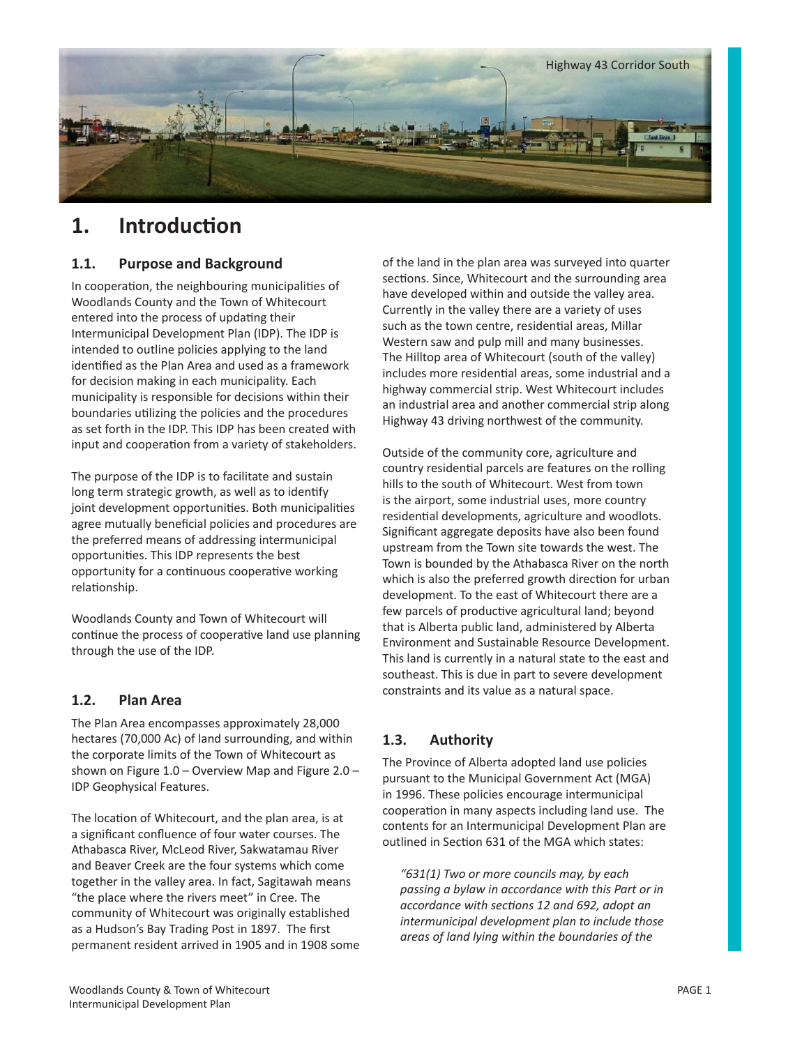Highway 43 Corridor South

# 1. Introduction

## 1.1. Purpose and Background

In cooperation, the neighbouring municipalities of Woodlands County and the Town of Whitecourt entered into the process of updating their Intermunicipal Development Plan (IDP). The IDP is intended to outline policies applying to the land identified as the Plan Area and used as a framework for decision making in each municipality. Each municipality is responsible for decisions within their boundaries utilizing the policies and the procedures as set forth in the IDP. This IDP has been created with input and cooperation from a variety of stakeholders.

The purpose of the IDP is to facilitate and sustain long term strategic growth, as well as to identify joint development opportunities. Both municipalities agree mutually beneficial policies and procedures are the preferred means of addressing intermunicipal opportunities. This IDP represents the best opportunity for a continuous cooperative working relationship.

Woodlands County and Town of Whitecourt will continue the process of cooperative land use planning through the use of the IDP.

## 1.2. Plan Area

The Plan Area encompasses approximately 28,000 hectares (70,000 Ac) of land surrounding, and within the corporate limits of the Town of Whitecourt as shown on Figure 1.0 – Overview Map and Figure 2.0 – IDP Geophysical Features.

The location of Whitecourt, and the plan area, is at a significant confluence of four water courses. The Athabasca River, McLeod River, Sakwatamau River and Beaver Creek are the four systems which come together in the valley area. In fact, Sagitawah means "the place where the rivers meet" in Cree. The community of Whitecourt was originally established as a Hudson's Bay Trading Post in 1897. The first permanent resident arrived in 1905 and in 1908 some of the land in the plan area was surveyed into quarter sections. Since, Whitecourt and the surrounding area have developed within and outside the valley area. Currently in the valley there are a variety of uses such as the town centre, residential areas, Millar Western saw and pulp mill and many businesses. The Hilltop area of Whitecourt (south of the valley) includes more residential areas, some industrial and a highway commercial strip. West Whitecourt includes an industrial area and another commercial strip along Highway 43 driving northwest of the community.

Outside of the community core, agriculture and country residential parcels are features on the rolling hills to the south of Whitecourt. West from town is the airport, some industrial uses, more country residential developments, agriculture and woodlots. Significant aggregate deposits have also been found upstream from the Town site towards the west. The Town is bounded by the Athabasca River on the north which is also the preferred growth direction for urban development. To the east of Whitecourt there are a few parcels of productive agricultural land; beyond that is Alberta public land, administered by Alberta Environment and Sustainable Resource Development. This land is currently in a natural state to the east and southeast. This is due in part to severe development constraints and its value as a natural space.

## 1.3. Authority

The Province of Alberta adopted land use policies pursuant to the Municipal Government Act (MGA) in 1996. These policies encourage intermunicipal cooperation in many aspects including land use. The contents for an Intermunicipal Development Plan are outlined in Section 631 of the MGA which states:

> *"631(1) Two or more councils may, by each passing a bylaw in accordance with this Part or in accordance with sections 12 and 692, adopt an intermunicipal development plan to include those areas of land lying within the boundaries of the*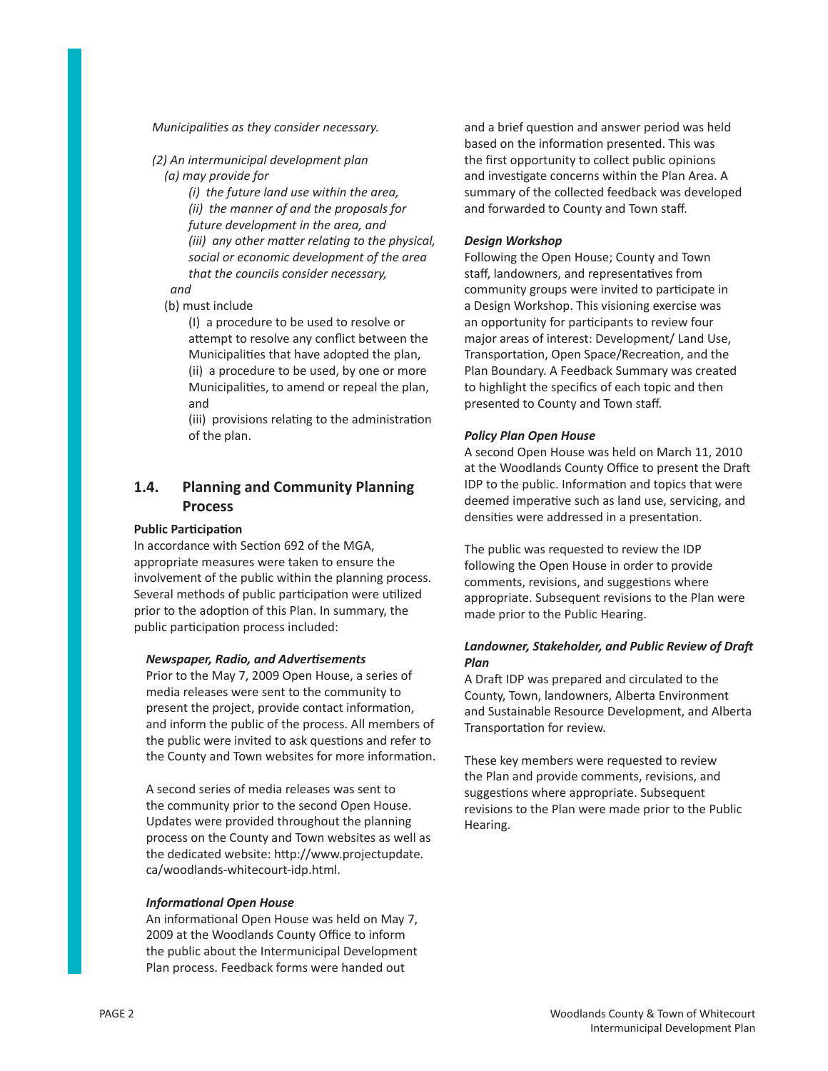*Municipalities as they consider necessary.*

*(2) An intermunicipal development plan*

*(a) may provide for*

*(i) the future land use within the area,*

*(ii) the manner of and the proposals for future development in the area, and*

*(iii) any other matter relating to the physical, social or economic development of the area that the councils consider necessary,*

*and*

(b) must include

(I) a procedure to be used to resolve or attempt to resolve any conflict between the Municipalities that have adopted the plan,

(ii) a procedure to be used, by one or more Municipalities, to amend or repeal the plan, and

(iii) provisions relating to the administration of the plan.

## 1.4. Planning and Community Planning Process

**Public Participation**

In accordance with Section 692 of the MGA, appropriate measures were taken to ensure the involvement of the public within the planning process. Several methods of public participation were utilized prior to the adoption of this Plan. In summary, the public participation process included:

***Newspaper, Radio, and Advertisements***

Prior to the May 7, 2009 Open House, a series of media releases were sent to the community to present the project, provide contact information, and inform the public of the process. All members of the public were invited to ask questions and refer to the County and Town websites for more information.

A second series of media releases was sent to the community prior to the second Open House. Updates were provided throughout the planning process on the County and Town websites as well as the dedicated website: http://www.projectupdate.ca/woodlands-whitecourt-idp.html.

***Informational Open House***

An informational Open House was held on May 7, 2009 at the Woodlands County Office to inform the public about the Intermunicipal Development Plan process. Feedback forms were handed out and a brief question and answer period was held based on the information presented. This was the first opportunity to collect public opinions and investigate concerns within the Plan Area. A summary of the collected feedback was developed and forwarded to County and Town staff.

***Design Workshop***

Following the Open House; County and Town staff, landowners, and representatives from community groups were invited to participate in a Design Workshop. This visioning exercise was an opportunity for participants to review four major areas of interest: Development/ Land Use, Transportation, Open Space/Recreation, and the Plan Boundary. A Feedback Summary was created to highlight the specifics of each topic and then presented to County and Town staff.

***Policy Plan Open House***

A second Open House was held on March 11, 2010 at the Woodlands County Office to present the Draft IDP to the public. Information and topics that were deemed imperative such as land use, servicing, and densities were addressed in a presentation.

The public was requested to review the IDP following the Open House in order to provide comments, revisions, and suggestions where appropriate. Subsequent revisions to the Plan were made prior to the Public Hearing.

***Landowner, Stakeholder, and Public Review of Draft Plan***

A Draft IDP was prepared and circulated to the County, Town, landowners, Alberta Environment and Sustainable Resource Development, and Alberta Transportation for review.

These key members were requested to review the Plan and provide comments, revisions, and suggestions where appropriate. Subsequent revisions to the Plan were made prior to the Public Hearing.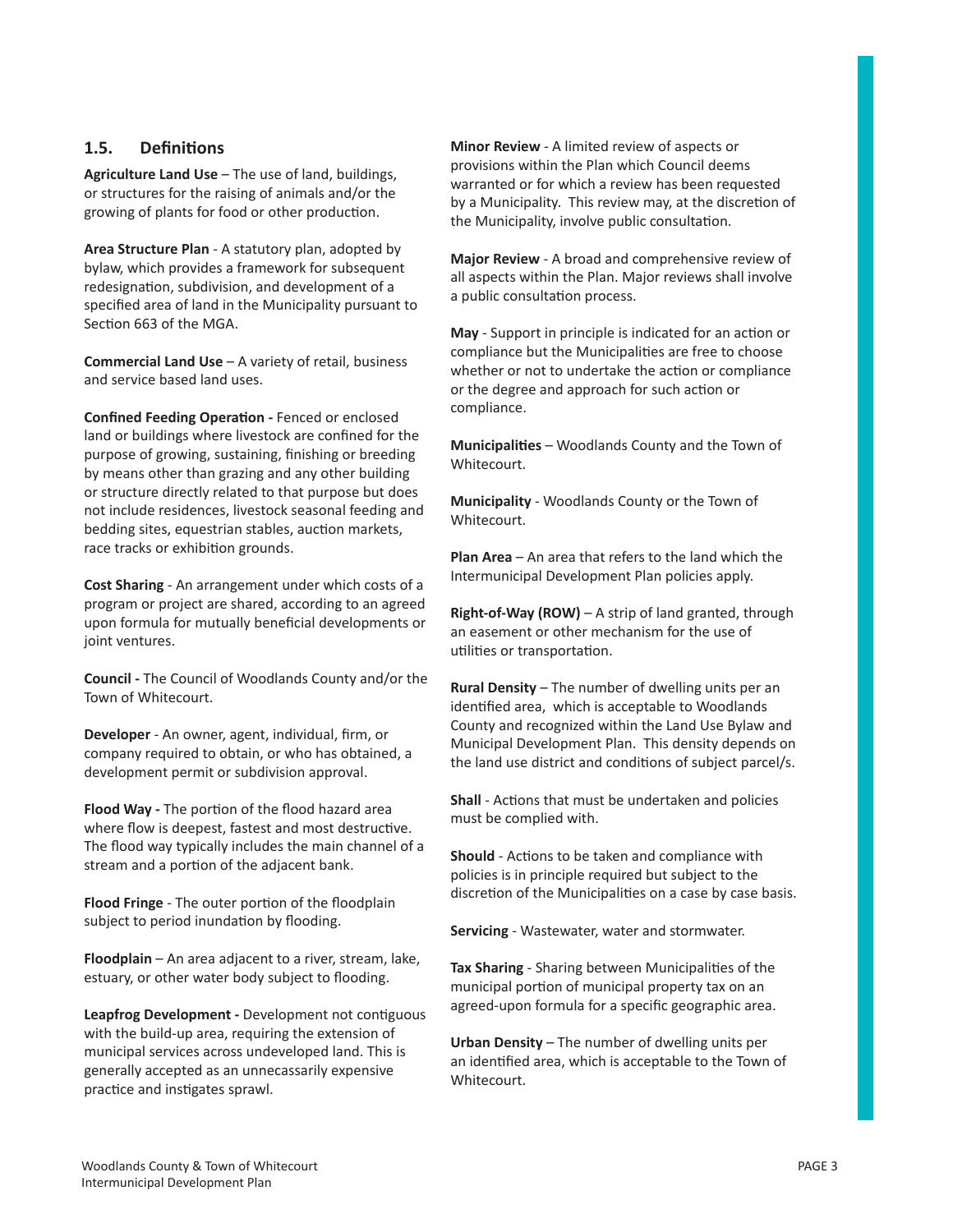## 1.5. Definitions

**Agriculture Land Use** – The use of land, buildings, or structures for the raising of animals and/or the growing of plants for food or other production.

**Area Structure Plan** - A statutory plan, adopted by bylaw, which provides a framework for subsequent redesignation, subdivision, and development of a specified area of land in the Municipality pursuant to Section 663 of the MGA.

**Commercial Land Use** – A variety of retail, business and service based land uses.

**Confined Feeding Operation -** Fenced or enclosed land or buildings where livestock are confined for the purpose of growing, sustaining, finishing or breeding by means other than grazing and any other building or structure directly related to that purpose but does not include residences, livestock seasonal feeding and bedding sites, equestrian stables, auction markets, race tracks or exhibition grounds.

**Cost Sharing** - An arrangement under which costs of a program or project are shared, according to an agreed upon formula for mutually beneficial developments or joint ventures.

**Council -** The Council of Woodlands County and/or the Town of Whitecourt.

**Developer** - An owner, agent, individual, firm, or company required to obtain, or who has obtained, a development permit or subdivision approval.

**Flood Way -** The portion of the flood hazard area where flow is deepest, fastest and most destructive. The flood way typically includes the main channel of a stream and a portion of the adjacent bank.

**Flood Fringe** - The outer portion of the floodplain subject to period inundation by flooding.

**Floodplain** – An area adjacent to a river, stream, lake, estuary, or other water body subject to flooding.

**Leapfrog Development -** Development not contiguous with the build-up area, requiring the extension of municipal services across undeveloped land. This is generally accepted as an unnecassarily expensive practice and instigates sprawl.

**Minor Review** - A limited review of aspects or provisions within the Plan which Council deems warranted or for which a review has been requested by a Municipality. This review may, at the discretion of the Municipality, involve public consultation.

**Major Review** - A broad and comprehensive review of all aspects within the Plan. Major reviews shall involve a public consultation process.

**May** - Support in principle is indicated for an action or compliance but the Municipalities are free to choose whether or not to undertake the action or compliance or the degree and approach for such action or compliance.

**Municipalities** – Woodlands County and the Town of Whitecourt.

**Municipality** - Woodlands County or the Town of Whitecourt.

**Plan Area** – An area that refers to the land which the Intermunicipal Development Plan policies apply.

**Right-of-Way (ROW)** – A strip of land granted, through an easement or other mechanism for the use of utilities or transportation.

**Rural Density** – The number of dwelling units per an identified area, which is acceptable to Woodlands County and recognized within the Land Use Bylaw and Municipal Development Plan. This density depends on the land use district and conditions of subject parcel/s.

**Shall** - Actions that must be undertaken and policies must be complied with.

**Should** - Actions to be taken and compliance with policies is in principle required but subject to the discretion of the Municipalities on a case by case basis.

**Servicing** - Wastewater, water and stormwater.

**Tax Sharing** - Sharing between Municipalities of the municipal portion of municipal property tax on an agreed-upon formula for a specific geographic area.

**Urban Density** – The number of dwelling units per an identified area, which is acceptable to the Town of Whitecourt.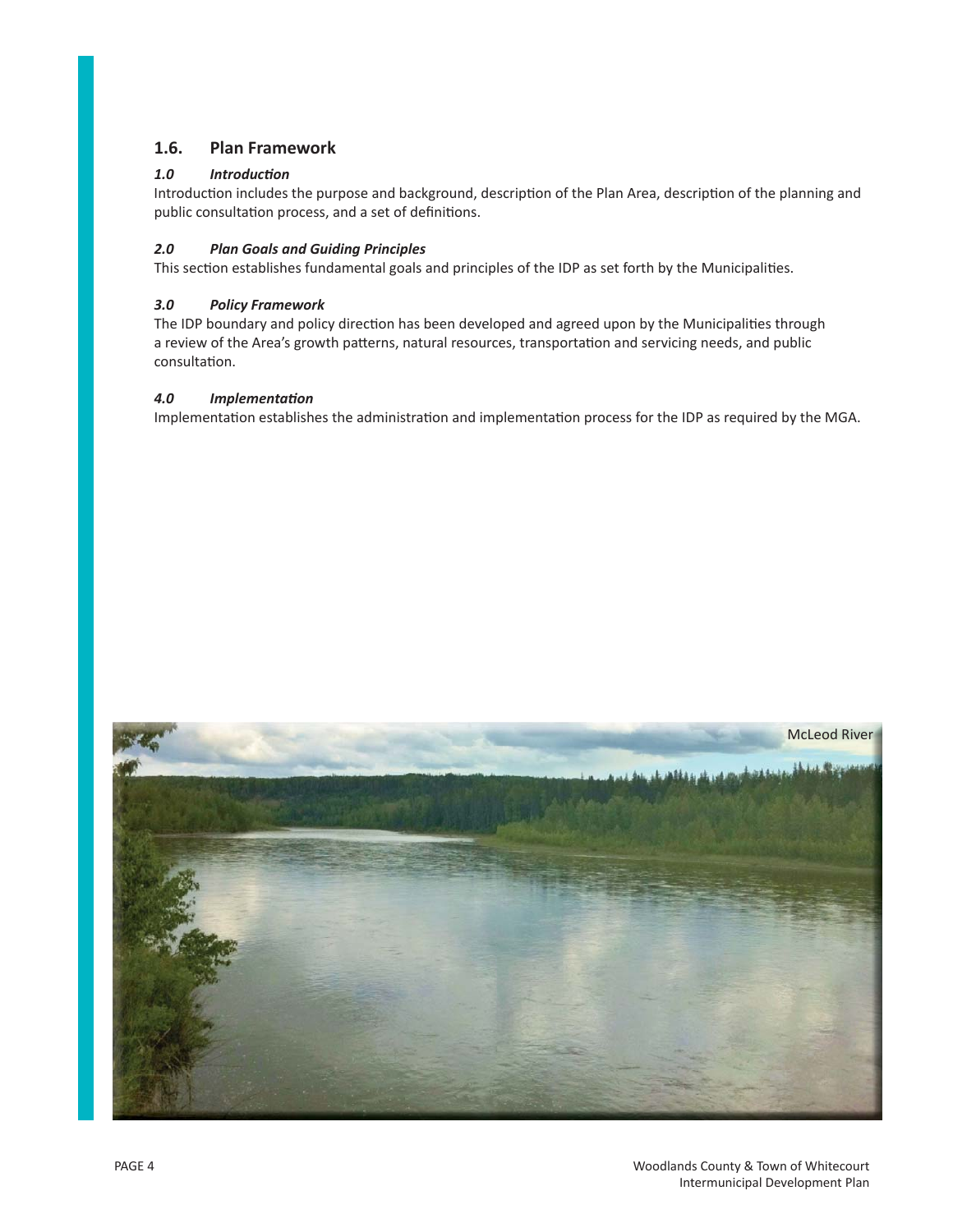## 1.6. Plan Framework

### *1.0 Introduction*

Introduction includes the purpose and background, description of the Plan Area, description of the planning and public consultation process, and a set of definitions.

### *2.0 Plan Goals and Guiding Principles*

This section establishes fundamental goals and principles of the IDP as set forth by the Municipalities.

### *3.0 Policy Framework*

The IDP boundary and policy direction has been developed and agreed upon by the Municipalities through a review of the Area's growth patterns, natural resources, transportation and servicing needs, and public consultation.

### *4.0 Implementation*

Implementation establishes the administration and implementation process for the IDP as required by the MGA.

McLeod River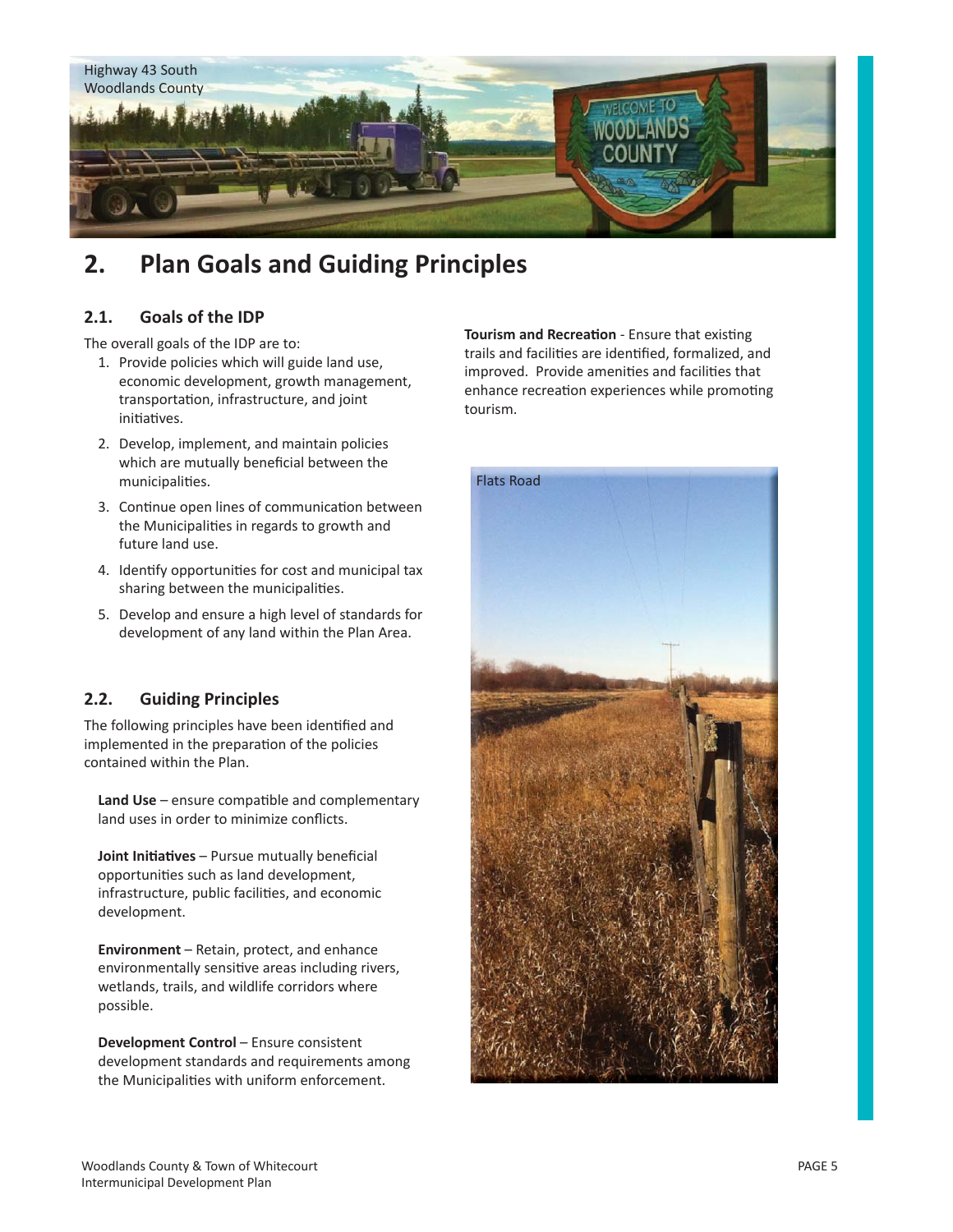## 2. Plan Goals and Guiding Principles

### 2.1. Goals of the IDP

The overall goals of the IDP are to:

1. Provide policies which will guide land use, economic development, growth management, transportation, infrastructure, and joint initiatives.
2. Develop, implement, and maintain policies which are mutually beneficial between the municipalities.
3. Continue open lines of communication between the Municipalities in regards to growth and future land use.
4. Identify opportunities for cost and municipal tax sharing between the municipalities.
5. Develop and ensure a high level of standards for development of any land within the Plan Area.

### 2.2. Guiding Principles

The following principles have been identified and implemented in the preparation of the policies contained within the Plan.

**Land Use** – ensure compatible and complementary land uses in order to minimize conflicts.

**Joint Initiatives** – Pursue mutually beneficial opportunities such as land development, infrastructure, public facilities, and economic development.

**Environment** – Retain, protect, and enhance environmentally sensitive areas including rivers, wetlands, trails, and wildlife corridors where possible.

**Development Control** – Ensure consistent development standards and requirements among the Municipalities with uniform enforcement.

**Tourism and Recreation** - Ensure that existing trails and facilities are identified, formalized, and improved. Provide amenities and facilities that enhance recreation experiences while promoting tourism.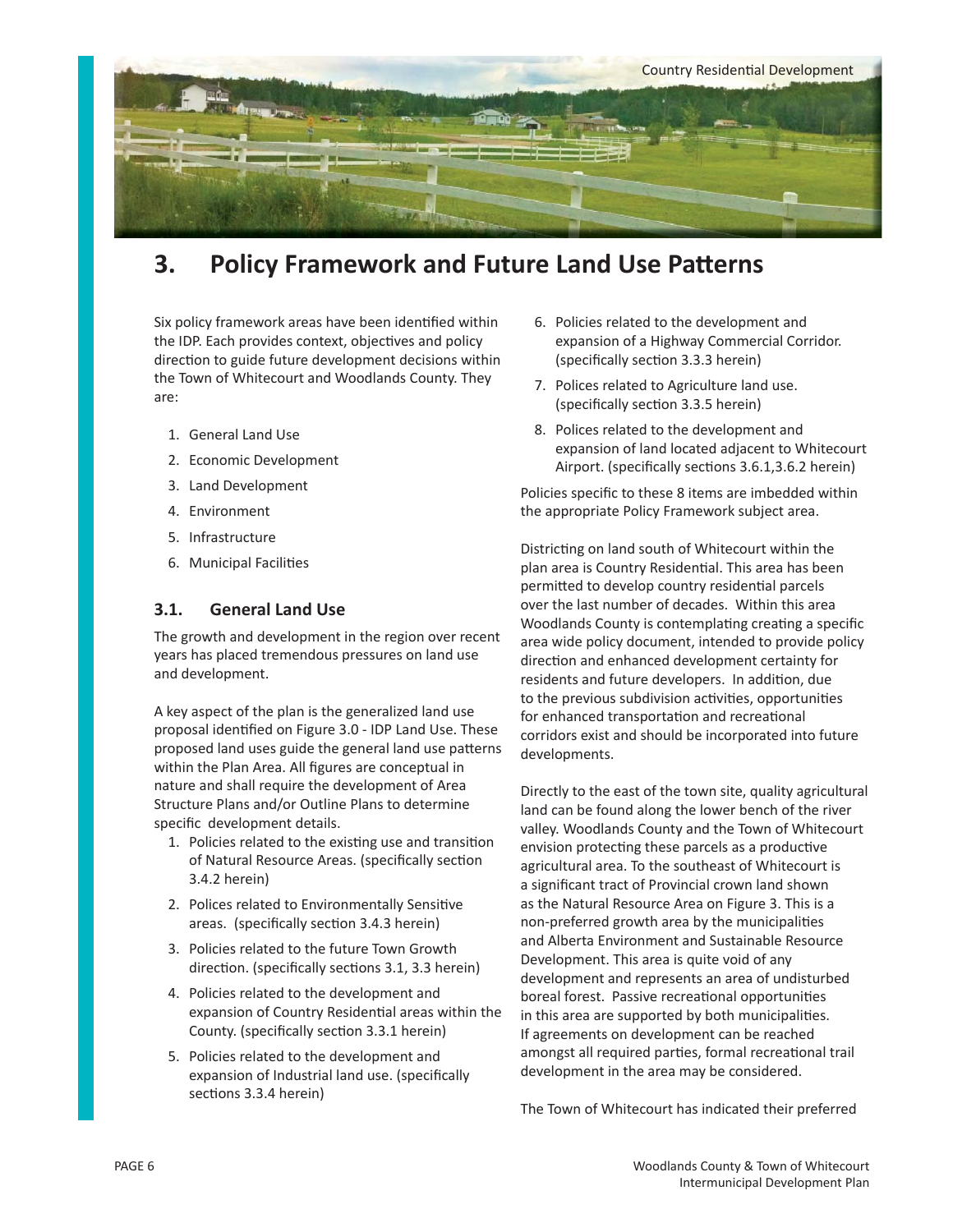Country Residential Development

# 3. Policy Framework and Future Land Use Patterns

Six policy framework areas have been identified within the IDP. Each provides context, objectives and policy direction to guide future development decisions within the Town of Whitecourt and Woodlands County. They are:

1. General Land Use
2. Economic Development
3. Land Development
4. Environment
5. Infrastructure
6. Municipal Facilities

## 3.1. General Land Use

The growth and development in the region over recent years has placed tremendous pressures on land use and development.

A key aspect of the plan is the generalized land use proposal identified on Figure 3.0 - IDP Land Use. These proposed land uses guide the general land use patterns within the Plan Area. All figures are conceptual in nature and shall require the development of Area Structure Plans and/or Outline Plans to determine specific development details.

1. Policies related to the existing use and transition of Natural Resource Areas. (specifically section 3.4.2 herein)
2. Polices related to Environmentally Sensitive areas. (specifically section 3.4.3 herein)
3. Policies related to the future Town Growth direction. (specifically sections 3.1, 3.3 herein)
4. Policies related to the development and expansion of Country Residential areas within the County. (specifically section 3.3.1 herein)
5. Policies related to the development and expansion of Industrial land use. (specifically sections 3.3.4 herein)
6. Policies related to the development and expansion of a Highway Commercial Corridor. (specifically section 3.3.3 herein)
7. Polices related to Agriculture land use. (specifically section 3.3.5 herein)
8. Polices related to the development and expansion of land located adjacent to Whitecourt Airport. (specifically sections 3.6.1,3.6.2 herein)

Policies specific to these 8 items are imbedded within the appropriate Policy Framework subject area.

Districting on land south of Whitecourt within the plan area is Country Residential. This area has been permitted to develop country residential parcels over the last number of decades. Within this area Woodlands County is contemplating creating a specific area wide policy document, intended to provide policy direction and enhanced development certainty for residents and future developers. In addition, due to the previous subdivision activities, opportunities for enhanced transportation and recreational corridors exist and should be incorporated into future developments.

Directly to the east of the town site, quality agricultural land can be found along the lower bench of the river valley. Woodlands County and the Town of Whitecourt envision protecting these parcels as a productive agricultural area. To the southeast of Whitecourt is a significant tract of Provincial crown land shown as the Natural Resource Area on Figure 3. This is a non-preferred growth area by the municipalities and Alberta Environment and Sustainable Resource Development. This area is quite void of any development and represents an area of undisturbed boreal forest. Passive recreational opportunities in this area are supported by both municipalities. If agreements on development can be reached amongst all required parties, formal recreational trail development in the area may be considered.

The Town of Whitecourt has indicated their preferred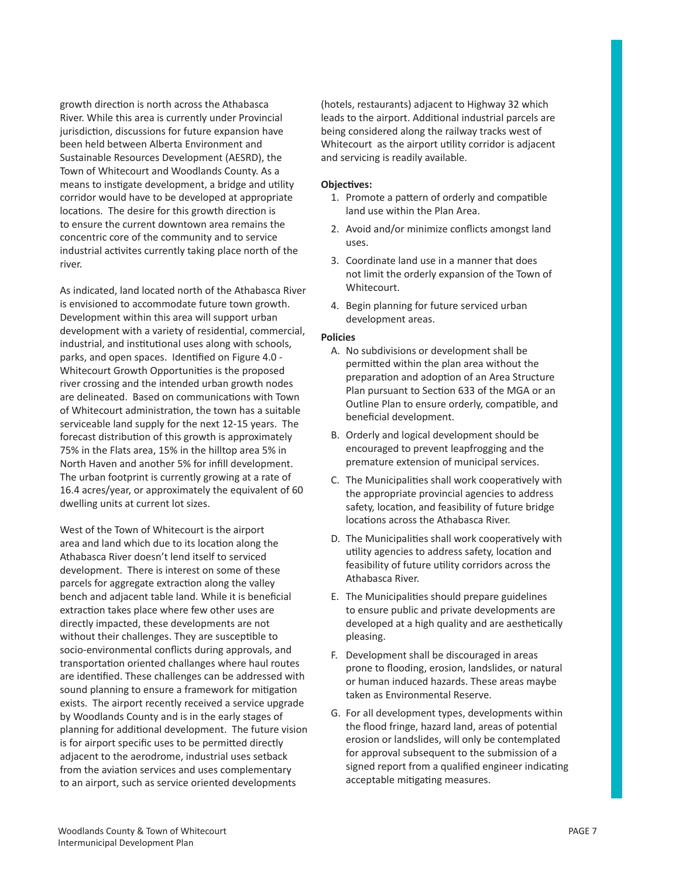growth direction is north across the Athabasca River. While this area is currently under Provincial jurisdiction, discussions for future expansion have been held between Alberta Environment and Sustainable Resources Development (AESRD), the Town of Whitecourt and Woodlands County. As a means to instigate development, a bridge and utility corridor would have to be developed at appropriate locations. The desire for this growth direction is to ensure the current downtown area remains the concentric core of the community and to service industrial activites currently taking place north of the river.

As indicated, land located north of the Athabasca River is envisioned to accommodate future town growth. Development within this area will support urban development with a variety of residential, commercial, industrial, and institutional uses along with schools, parks, and open spaces. Identified on Figure 4.0 - Whitecourt Growth Opportunities is the proposed river crossing and the intended urban growth nodes are delineated. Based on communications with Town of Whitecourt administration, the town has a suitable serviceable land supply for the next 12-15 years. The forecast distribution of this growth is approximately 75% in the Flats area, 15% in the hilltop area 5% in North Haven and another 5% for infill development. The urban footprint is currently growing at a rate of 16.4 acres/year, or approximately the equivalent of 60 dwelling units at current lot sizes.

West of the Town of Whitecourt is the airport area and land which due to its location along the Athabasca River doesn't lend itself to serviced development. There is interest on some of these parcels for aggregate extraction along the valley bench and adjacent table land. While it is beneficial extraction takes place where few other uses are directly impacted, these developments are not without their challenges. They are susceptible to socio-environmental conflicts during approvals, and transportation oriented challanges where haul routes are identified. These challenges can be addressed with sound planning to ensure a framework for mitigation exists. The airport recently received a service upgrade by Woodlands County and is in the early stages of planning for additional development. The future vision is for airport specific uses to be permitted directly adjacent to the aerodrome, industrial uses setback from the aviation services and uses complementary to an airport, such as service oriented developments (hotels, restaurants) adjacent to Highway 32 which leads to the airport. Additional industrial parcels are being considered along the railway tracks west of Whitecourt as the airport utility corridor is adjacent and servicing is readily available.

**Objectives:**

1. Promote a pattern of orderly and compatible land use within the Plan Area.
2. Avoid and/or minimize conflicts amongst land uses.
3. Coordinate land use in a manner that does not limit the orderly expansion of the Town of Whitecourt.
4. Begin planning for future serviced urban development areas.

**Policies**

A. No subdivisions or development shall be permitted within the plan area without the preparation and adoption of an Area Structure Plan pursuant to Section 633 of the MGA or an Outline Plan to ensure orderly, compatible, and beneficial development.

B. Orderly and logical development should be encouraged to prevent leapfrogging and the premature extension of municipal services.

C. The Municipalities shall work cooperatively with the appropriate provincial agencies to address safety, location, and feasibility of future bridge locations across the Athabasca River.

D. The Municipalities shall work cooperatively with utility agencies to address safety, location and feasibility of future utility corridors across the Athabasca River.

E. The Municipalities should prepare guidelines to ensure public and private developments are developed at a high quality and are aesthetically pleasing.

F. Development shall be discouraged in areas prone to flooding, erosion, landslides, or natural or human induced hazards. These areas maybe taken as Environmental Reserve.

G. For all development types, developments within the flood fringe, hazard land, areas of potential erosion or landslides, will only be contemplated for approval subsequent to the submission of a signed report from a qualified engineer indicating acceptable mitigating measures.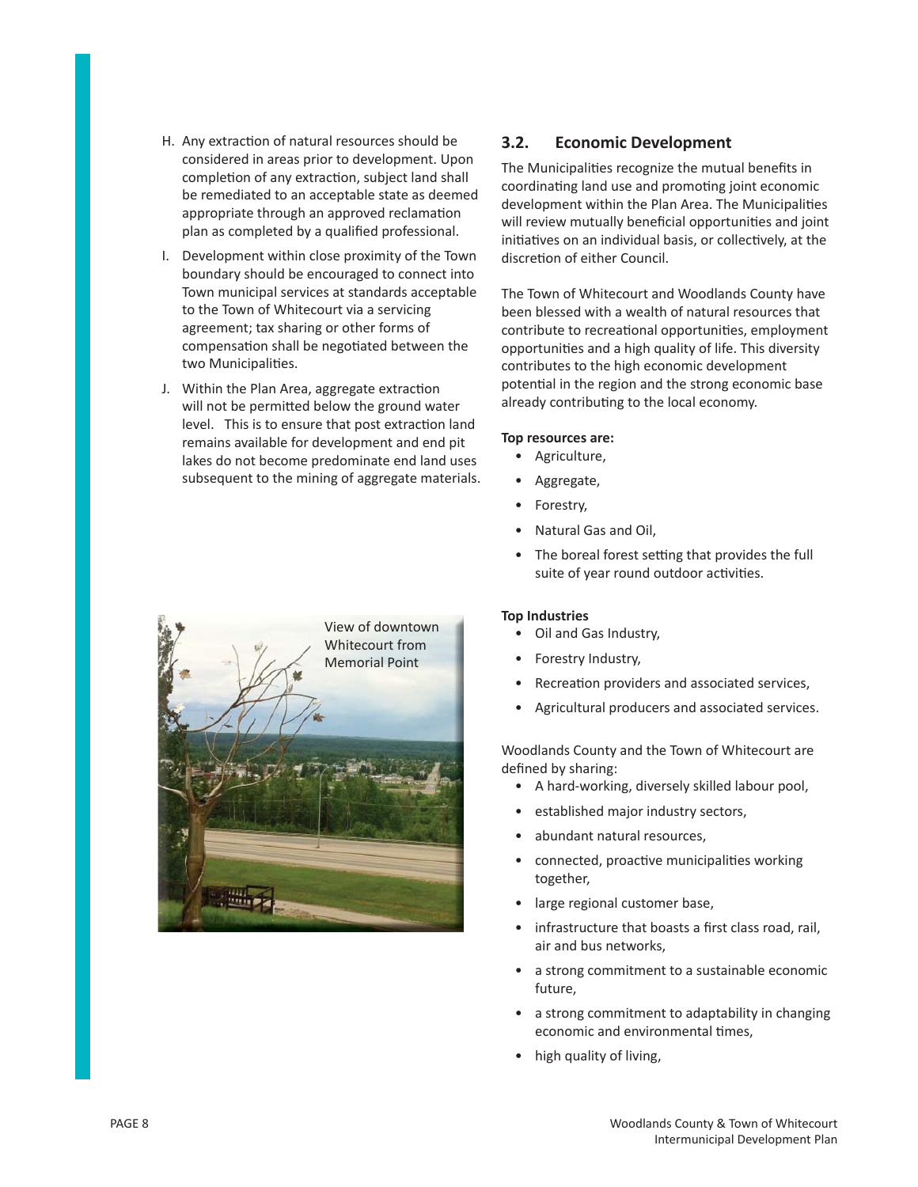H. Any extraction of natural resources should be considered in areas prior to development. Upon completion of any extraction, subject land shall be remediated to an acceptable state as deemed appropriate through an approved reclamation plan as completed by a qualified professional.

I. Development within close proximity of the Town boundary should be encouraged to connect into Town municipal services at standards acceptable to the Town of Whitecourt via a servicing agreement; tax sharing or other forms of compensation shall be negotiated between the two Municipalities.

J. Within the Plan Area, aggregate extraction will not be permitted below the ground water level. This is to ensure that post extraction land remains available for development and end pit lakes do not become predominate end land uses subsequent to the mining of aggregate materials.

View of downtown Whitecourt from Memorial Point

## 3.2. Economic Development

The Municipalities recognize the mutual benefits in coordinating land use and promoting joint economic development within the Plan Area. The Municipalities will review mutually beneficial opportunities and joint initiatives on an individual basis, or collectively, at the discretion of either Council.

The Town of Whitecourt and Woodlands County have been blessed with a wealth of natural resources that contribute to recreational opportunities, employment opportunities and a high quality of life. This diversity contributes to the high economic development potential in the region and the strong economic base already contributing to the local economy.

**Top resources are:**

- Agriculture,
- Aggregate,
- Forestry,
- Natural Gas and Oil,
- The boreal forest setting that provides the full suite of year round outdoor activities.

**Top Industries**

- Oil and Gas Industry,
- Forestry Industry,
- Recreation providers and associated services,
- Agricultural producers and associated services.

Woodlands County and the Town of Whitecourt are defined by sharing:

- A hard-working, diversely skilled labour pool,
- established major industry sectors,
- abundant natural resources,
- connected, proactive municipalities working together,
- large regional customer base,
- infrastructure that boasts a first class road, rail, air and bus networks,
- a strong commitment to a sustainable economic future,
- a strong commitment to adaptability in changing economic and environmental times,
- high quality of living,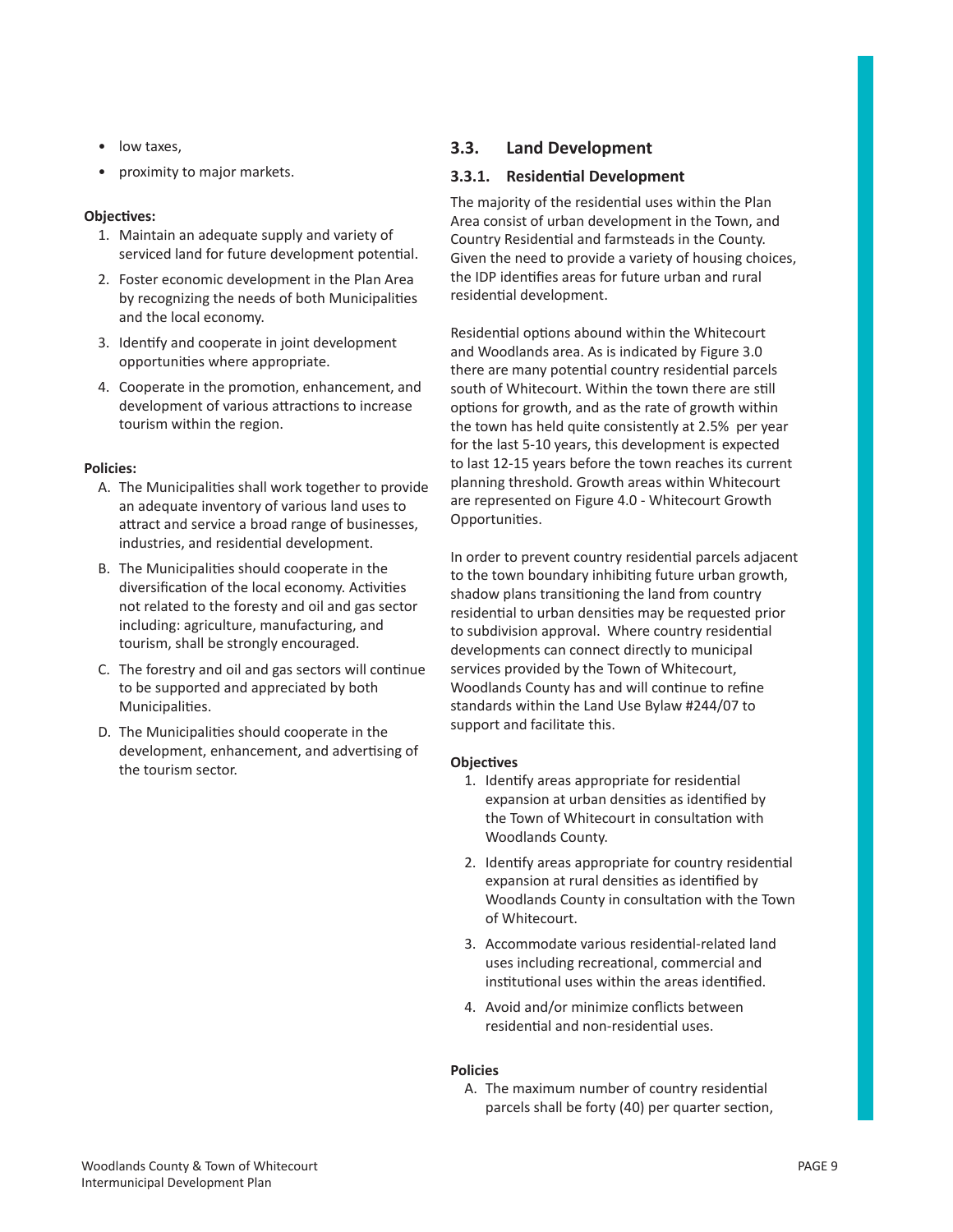- low taxes,
- proximity to major markets.

**Objectives:**

1. Maintain an adequate supply and variety of serviced land for future development potential.
2. Foster economic development in the Plan Area by recognizing the needs of both Municipalities and the local economy.
3. Identify and cooperate in joint development opportunities where appropriate.
4. Cooperate in the promotion, enhancement, and development of various attractions to increase tourism within the region.

**Policies:**

A. The Municipalities shall work together to provide an adequate inventory of various land uses to attract and service a broad range of businesses, industries, and residential development.

B. The Municipalities should cooperate in the diversification of the local economy. Activities not related to the foresty and oil and gas sector including: agriculture, manufacturing, and tourism, shall be strongly encouraged.

C. The forestry and oil and gas sectors will continue to be supported and appreciated by both Municipalities.

D. The Municipalities should cooperate in the development, enhancement, and advertising of the tourism sector.

## 3.3. Land Development

### 3.3.1. Residential Development

The majority of the residential uses within the Plan Area consist of urban development in the Town, and Country Residential and farmsteads in the County. Given the need to provide a variety of housing choices, the IDP identifies areas for future urban and rural residential development.

Residential options abound within the Whitecourt and Woodlands area. As is indicated by Figure 3.0 there are many potential country residential parcels south of Whitecourt. Within the town there are still options for growth, and as the rate of growth within the town has held quite consistently at 2.5% per year for the last 5-10 years, this development is expected to last 12-15 years before the town reaches its current planning threshold. Growth areas within Whitecourt are represented on Figure 4.0 - Whitecourt Growth Opportunities.

In order to prevent country residential parcels adjacent to the town boundary inhibiting future urban growth, shadow plans transitioning the land from country residential to urban densities may be requested prior to subdivision approval. Where country residential developments can connect directly to municipal services provided by the Town of Whitecourt, Woodlands County has and will continue to refine standards within the Land Use Bylaw #244/07 to support and facilitate this.

**Objectives**

1. Identify areas appropriate for residential expansion at urban densities as identified by the Town of Whitecourt in consultation with Woodlands County.
2. Identify areas appropriate for country residential expansion at rural densities as identified by Woodlands County in consultation with the Town of Whitecourt.
3. Accommodate various residential-related land uses including recreational, commercial and institutional uses within the areas identified.
4. Avoid and/or minimize conflicts between residential and non-residential uses.

**Policies**

A. The maximum number of country residential parcels shall be forty (40) per quarter section,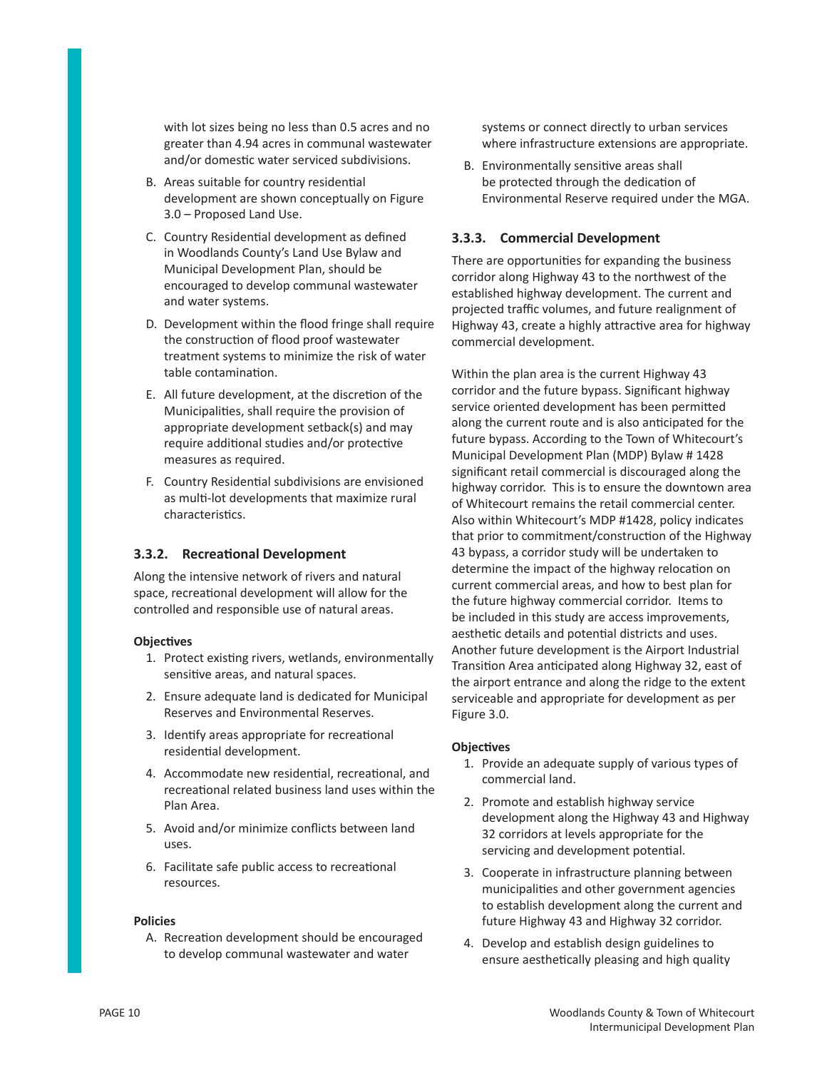with lot sizes being no less than 0.5 acres and no greater than 4.94 acres in communal wastewater and/or domestic water serviced subdivisions.

B. Areas suitable for country residential development are shown conceptually on Figure 3.0 – Proposed Land Use.

C. Country Residential development as defined in Woodlands County's Land Use Bylaw and Municipal Development Plan, should be encouraged to develop communal wastewater and water systems.

D. Development within the flood fringe shall require the construction of flood proof wastewater treatment systems to minimize the risk of water table contamination.

E. All future development, at the discretion of the Municipalities, shall require the provision of appropriate development setback(s) and may require additional studies and/or protective measures as required.

F. Country Residential subdivisions are envisioned as multi-lot developments that maximize rural characteristics.

### 3.3.2. Recreational Development

Along the intensive network of rivers and natural space, recreational development will allow for the controlled and responsible use of natural areas.

**Objectives**

1. Protect existing rivers, wetlands, environmentally sensitive areas, and natural spaces.
2. Ensure adequate land is dedicated for Municipal Reserves and Environmental Reserves.
3. Identify areas appropriate for recreational residential development.
4. Accommodate new residential, recreational, and recreational related business land uses within the Plan Area.
5. Avoid and/or minimize conflicts between land uses.
6. Facilitate safe public access to recreational resources.

**Policies**

A. Recreation development should be encouraged to develop communal wastewater and water systems or connect directly to urban services where infrastructure extensions are appropriate.

B. Environmentally sensitive areas shall be protected through the dedication of Environmental Reserve required under the MGA.

### 3.3.3. Commercial Development

There are opportunities for expanding the business corridor along Highway 43 to the northwest of the established highway development. The current and projected traffic volumes, and future realignment of Highway 43, create a highly attractive area for highway commercial development.

Within the plan area is the current Highway 43 corridor and the future bypass. Significant highway service oriented development has been permitted along the current route and is also anticipated for the future bypass. According to the Town of Whitecourt's Municipal Development Plan (MDP) Bylaw # 1428 significant retail commercial is discouraged along the highway corridor. This is to ensure the downtown area of Whitecourt remains the retail commercial center. Also within Whitecourt's MDP #1428, policy indicates that prior to commitment/construction of the Highway 43 bypass, a corridor study will be undertaken to determine the impact of the highway relocation on current commercial areas, and how to best plan for the future highway commercial corridor. Items to be included in this study are access improvements, aesthetic details and potential districts and uses. Another future development is the Airport Industrial Transition Area anticipated along Highway 32, east of the airport entrance and along the ridge to the extent serviceable and appropriate for development as per Figure 3.0.

**Objectives**

1. Provide an adequate supply of various types of commercial land.
2. Promote and establish highway service development along the Highway 43 and Highway 32 corridors at levels appropriate for the servicing and development potential.
3. Cooperate in infrastructure planning between municipalities and other government agencies to establish development along the current and future Highway 43 and Highway 32 corridor.
4. Develop and establish design guidelines to ensure aesthetically pleasing and high quality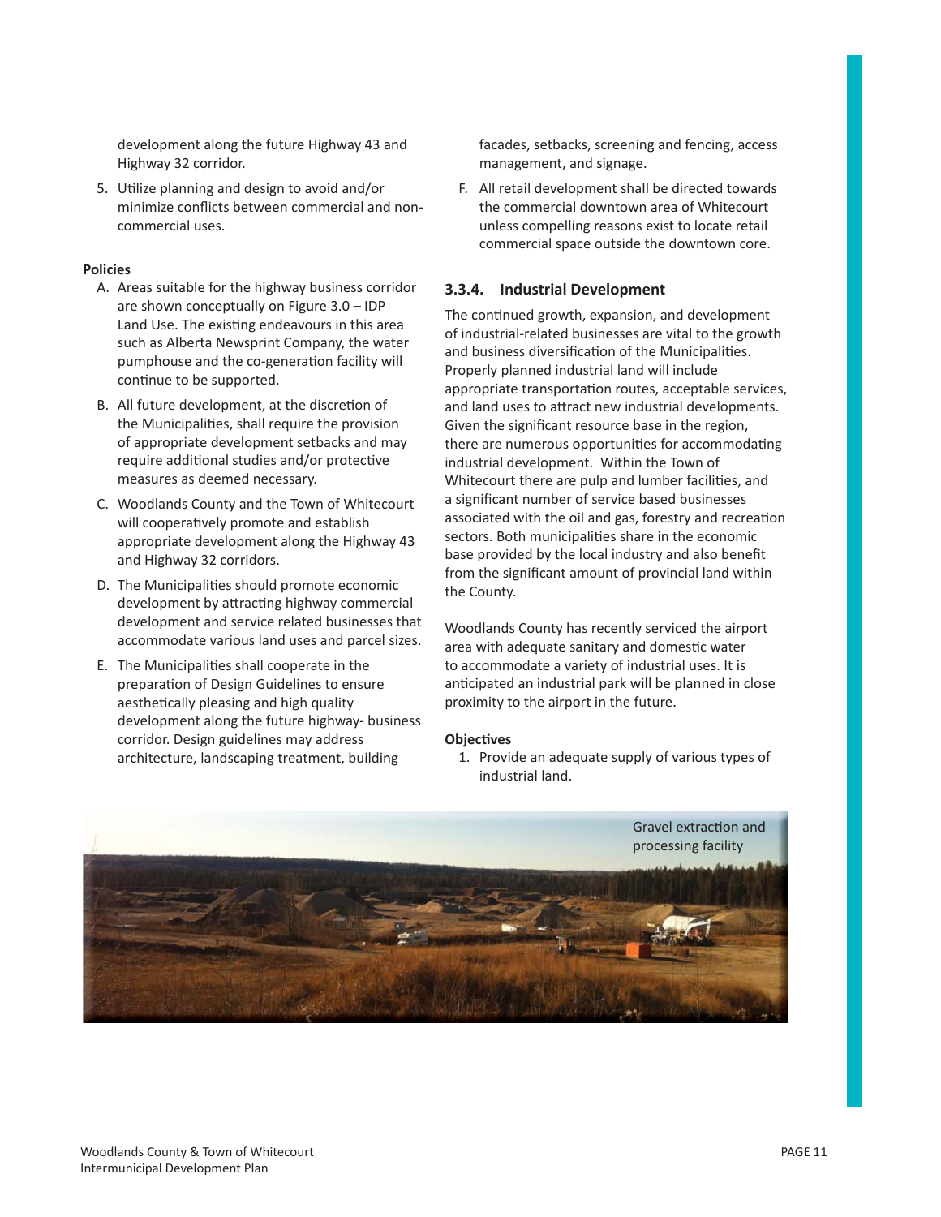development along the future Highway 43 and Highway 32 corridor.

5. Utilize planning and design to avoid and/or minimize conflicts between commercial and non-commercial uses.

**Policies**

A. Areas suitable for the highway business corridor are shown conceptually on Figure 3.0 – IDP Land Use. The existing endeavours in this area such as Alberta Newsprint Company, the water pumphouse and the co-generation facility will continue to be supported.

B. All future development, at the discretion of the Municipalities, shall require the provision of appropriate development setbacks and may require additional studies and/or protective measures as deemed necessary.

C. Woodlands County and the Town of Whitecourt will cooperatively promote and establish appropriate development along the Highway 43 and Highway 32 corridors.

D. The Municipalities should promote economic development by attracting highway commercial development and service related businesses that accommodate various land uses and parcel sizes.

E. The Municipalities shall cooperate in the preparation of Design Guidelines to ensure aesthetically pleasing and high quality development along the future highway- business corridor. Design guidelines may address architecture, landscaping treatment, building facades, setbacks, screening and fencing, access management, and signage.

F. All retail development shall be directed towards the commercial downtown area of Whitecourt unless compelling reasons exist to locate retail commercial space outside the downtown core.

### 3.3.4. Industrial Development

The continued growth, expansion, and development of industrial-related businesses are vital to the growth and business diversification of the Municipalities. Properly planned industrial land will include appropriate transportation routes, acceptable services, and land uses to attract new industrial developments. Given the significant resource base in the region, there are numerous opportunities for accommodating industrial development. Within the Town of Whitecourt there are pulp and lumber facilities, and a significant number of service based businesses associated with the oil and gas, forestry and recreation sectors. Both municipalities share in the economic base provided by the local industry and also benefit from the significant amount of provincial land within the County.

Woodlands County has recently serviced the airport area with adequate sanitary and domestic water to accommodate a variety of industrial uses. It is anticipated an industrial park will be planned in close proximity to the airport in the future.

**Objectives**

1. Provide an adequate supply of various types of industrial land.

Gravel extraction and processing facility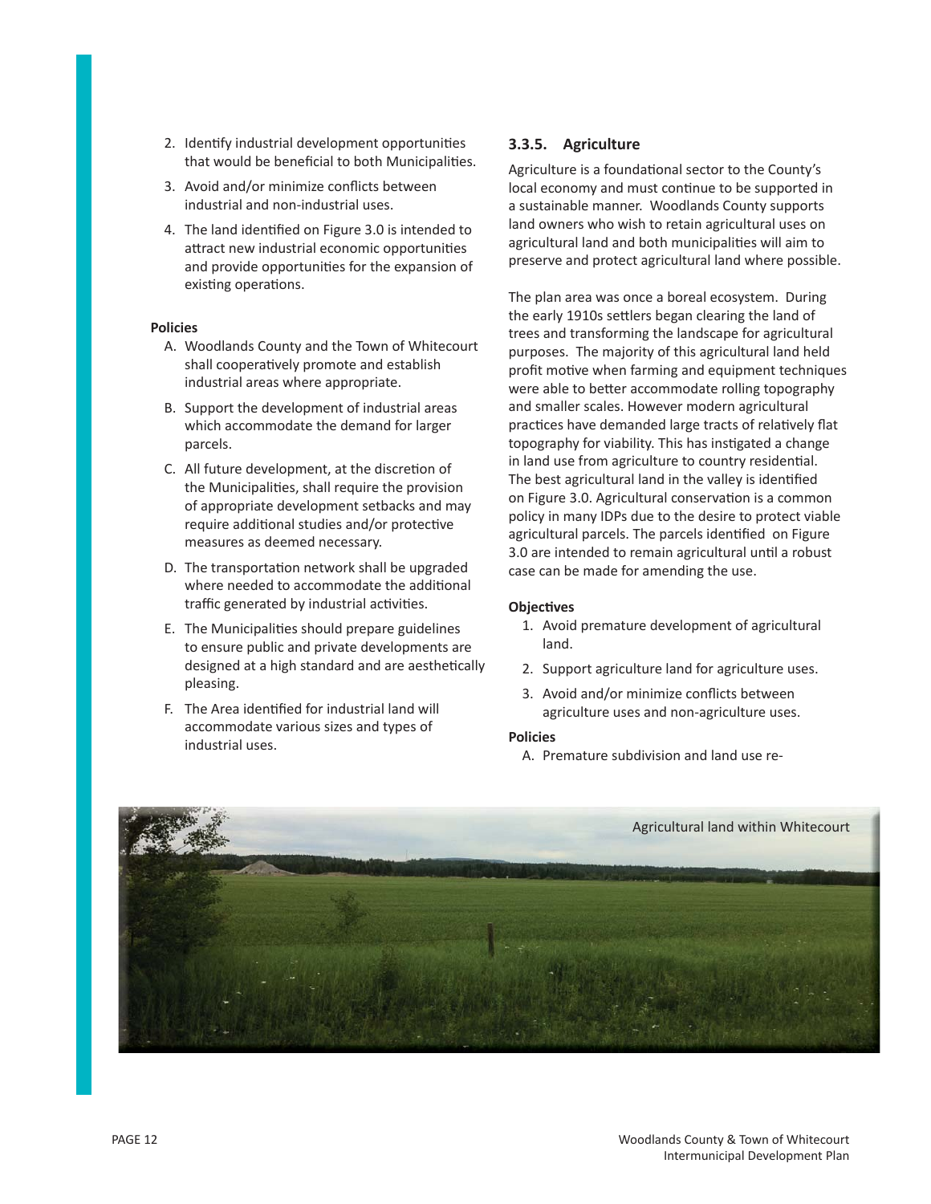2. Identify industrial development opportunities that would be beneficial to both Municipalities.
3. Avoid and/or minimize conflicts between industrial and non-industrial uses.
4. The land identified on Figure 3.0 is intended to attract new industrial economic opportunities and provide opportunities for the expansion of existing operations.

**Policies**

A. Woodlands County and the Town of Whitecourt shall cooperatively promote and establish industrial areas where appropriate.

B. Support the development of industrial areas which accommodate the demand for larger parcels.

C. All future development, at the discretion of the Municipalities, shall require the provision of appropriate development setbacks and may require additional studies and/or protective measures as deemed necessary.

D. The transportation network shall be upgraded where needed to accommodate the additional traffic generated by industrial activities.

E. The Municipalities should prepare guidelines to ensure public and private developments are designed at a high standard and are aesthetically pleasing.

F. The Area identified for industrial land will accommodate various sizes and types of industrial uses.

### 3.3.5. Agriculture

Agriculture is a foundational sector to the County's local economy and must continue to be supported in a sustainable manner. Woodlands County supports land owners who wish to retain agricultural uses on agricultural land and both municipalities will aim to preserve and protect agricultural land where possible.

The plan area was once a boreal ecosystem. During the early 1910s settlers began clearing the land of trees and transforming the landscape for agricultural purposes. The majority of this agricultural land held profit motive when farming and equipment techniques were able to better accommodate rolling topography and smaller scales. However modern agricultural practices have demanded large tracts of relatively flat topography for viability. This has instigated a change in land use from agriculture to country residential. The best agricultural land in the valley is identified on Figure 3.0. Agricultural conservation is a common policy in many IDPs due to the desire to protect viable agricultural parcels. The parcels identified on Figure 3.0 are intended to remain agricultural until a robust case can be made for amending the use.

**Objectives**

1. Avoid premature development of agricultural land.
2. Support agriculture land for agriculture uses.
3. Avoid and/or minimize conflicts between agriculture uses and non-agriculture uses.

**Policies**

A. Premature subdivision and land use re-

Agricultural land within Whitecourt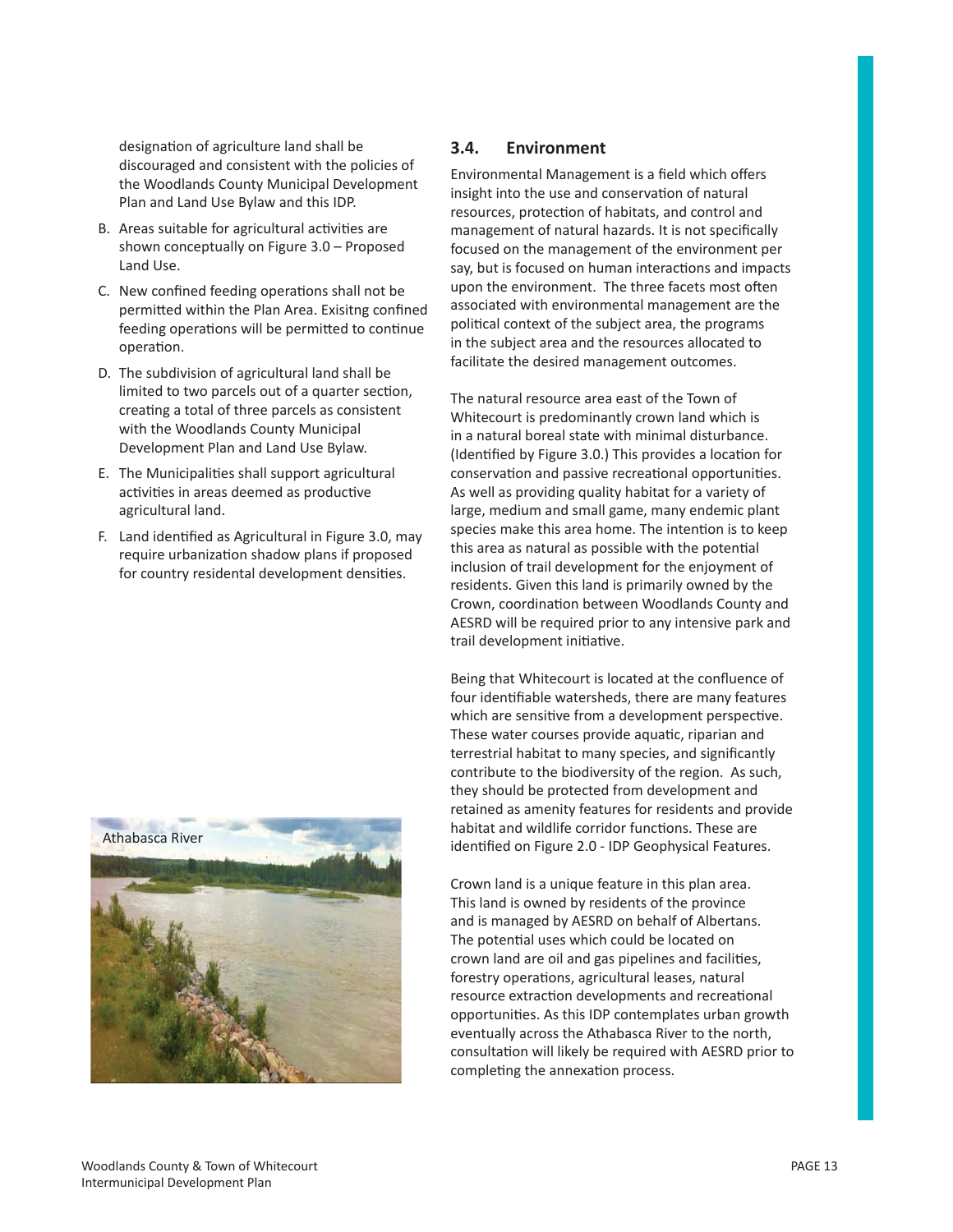designation of agriculture land shall be discouraged and consistent with the policies of the Woodlands County Municipal Development Plan and Land Use Bylaw and this IDP.

B. Areas suitable for agricultural activities are shown conceptually on Figure 3.0 – Proposed Land Use.

C. New confined feeding operations shall not be permitted within the Plan Area. Exisitng confined feeding operations will be permitted to continue operation.

D. The subdivision of agricultural land shall be limited to two parcels out of a quarter section, creating a total of three parcels as consistent with the Woodlands County Municipal Development Plan and Land Use Bylaw.

E. The Municipalities shall support agricultural activities in areas deemed as productive agricultural land.

F. Land identified as Agricultural in Figure 3.0, may require urbanization shadow plans if proposed for country residental development densities.

Athabasca River

## 3.4. Environment

Environmental Management is a field which offers insight into the use and conservation of natural resources, protection of habitats, and control and management of natural hazards. It is not specifically focused on the management of the environment per say, but is focused on human interactions and impacts upon the environment. The three facets most often associated with environmental management are the political context of the subject area, the programs in the subject area and the resources allocated to facilitate the desired management outcomes.

The natural resource area east of the Town of Whitecourt is predominantly crown land which is in a natural boreal state with minimal disturbance. (Identified by Figure 3.0.) This provides a location for conservation and passive recreational opportunities. As well as providing quality habitat for a variety of large, medium and small game, many endemic plant species make this area home. The intention is to keep this area as natural as possible with the potential inclusion of trail development for the enjoyment of residents. Given this land is primarily owned by the Crown, coordination between Woodlands County and AESRD will be required prior to any intensive park and trail development initiative.

Being that Whitecourt is located at the confluence of four identifiable watersheds, there are many features which are sensitive from a development perspective. These water courses provide aquatic, riparian and terrestrial habitat to many species, and significantly contribute to the biodiversity of the region. As such, they should be protected from development and retained as amenity features for residents and provide habitat and wildlife corridor functions. These are identified on Figure 2.0 - IDP Geophysical Features.

Crown land is a unique feature in this plan area. This land is owned by residents of the province and is managed by AESRD on behalf of Albertans. The potential uses which could be located on crown land are oil and gas pipelines and facilities, forestry operations, agricultural leases, natural resource extraction developments and recreational opportunities. As this IDP contemplates urban growth eventually across the Athabasca River to the north, consultation will likely be required with AESRD prior to completing the annexation process.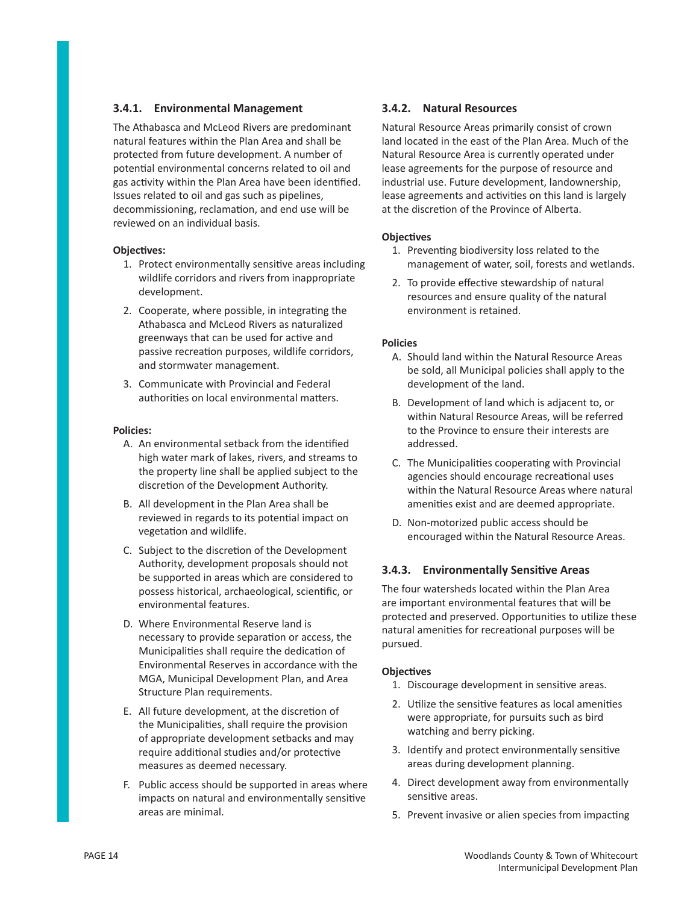### 3.4.1. Environmental Management

The Athabasca and McLeod Rivers are predominant natural features within the Plan Area and shall be protected from future development. A number of potential environmental concerns related to oil and gas activity within the Plan Area have been identified. Issues related to oil and gas such as pipelines, decommissioning, reclamation, and end use will be reviewed on an individual basis.

**Objectives:**

1. Protect environmentally sensitive areas including wildlife corridors and rivers from inappropriate development.
2. Cooperate, where possible, in integrating the Athabasca and McLeod Rivers as naturalized greenways that can be used for active and passive recreation purposes, wildlife corridors, and stormwater management.
3. Communicate with Provincial and Federal authorities on local environmental matters.

**Policies:**

A. An environmental setback from the identified high water mark of lakes, rivers, and streams to the property line shall be applied subject to the discretion of the Development Authority.

B. All development in the Plan Area shall be reviewed in regards to its potential impact on vegetation and wildlife.

C. Subject to the discretion of the Development Authority, development proposals should not be supported in areas which are considered to possess historical, archaeological, scientific, or environmental features.

D. Where Environmental Reserve land is necessary to provide separation or access, the Municipalities shall require the dedication of Environmental Reserves in accordance with the MGA, Municipal Development Plan, and Area Structure Plan requirements.

E. All future development, at the discretion of the Municipalities, shall require the provision of appropriate development setbacks and may require additional studies and/or protective measures as deemed necessary.

F. Public access should be supported in areas where impacts on natural and environmentally sensitive areas are minimal.

### 3.4.2. Natural Resources

Natural Resource Areas primarily consist of crown land located in the east of the Plan Area. Much of the Natural Resource Area is currently operated under lease agreements for the purpose of resource and industrial use. Future development, landownership, lease agreements and activities on this land is largely at the discretion of the Province of Alberta.

**Objectives**

1. Preventing biodiversity loss related to the management of water, soil, forests and wetlands.
2. To provide effective stewardship of natural resources and ensure quality of the natural environment is retained.

**Policies**

A. Should land within the Natural Resource Areas be sold, all Municipal policies shall apply to the development of the land.

B. Development of land which is adjacent to, or within Natural Resource Areas, will be referred to the Province to ensure their interests are addressed.

C. The Municipalities cooperating with Provincial agencies should encourage recreational uses within the Natural Resource Areas where natural amenities exist and are deemed appropriate.

D. Non-motorized public access should be encouraged within the Natural Resource Areas.

### 3.4.3. Environmentally Sensitive Areas

The four watersheds located within the Plan Area are important environmental features that will be protected and preserved. Opportunities to utilize these natural amenities for recreational purposes will be pursued.

**Objectives**

1. Discourage development in sensitive areas.
2. Utilize the sensitive features as local amenities were appropriate, for pursuits such as bird watching and berry picking.
3. Identify and protect environmentally sensitive areas during development planning.
4. Direct development away from environmentally sensitive areas.
5. Prevent invasive or alien species from impacting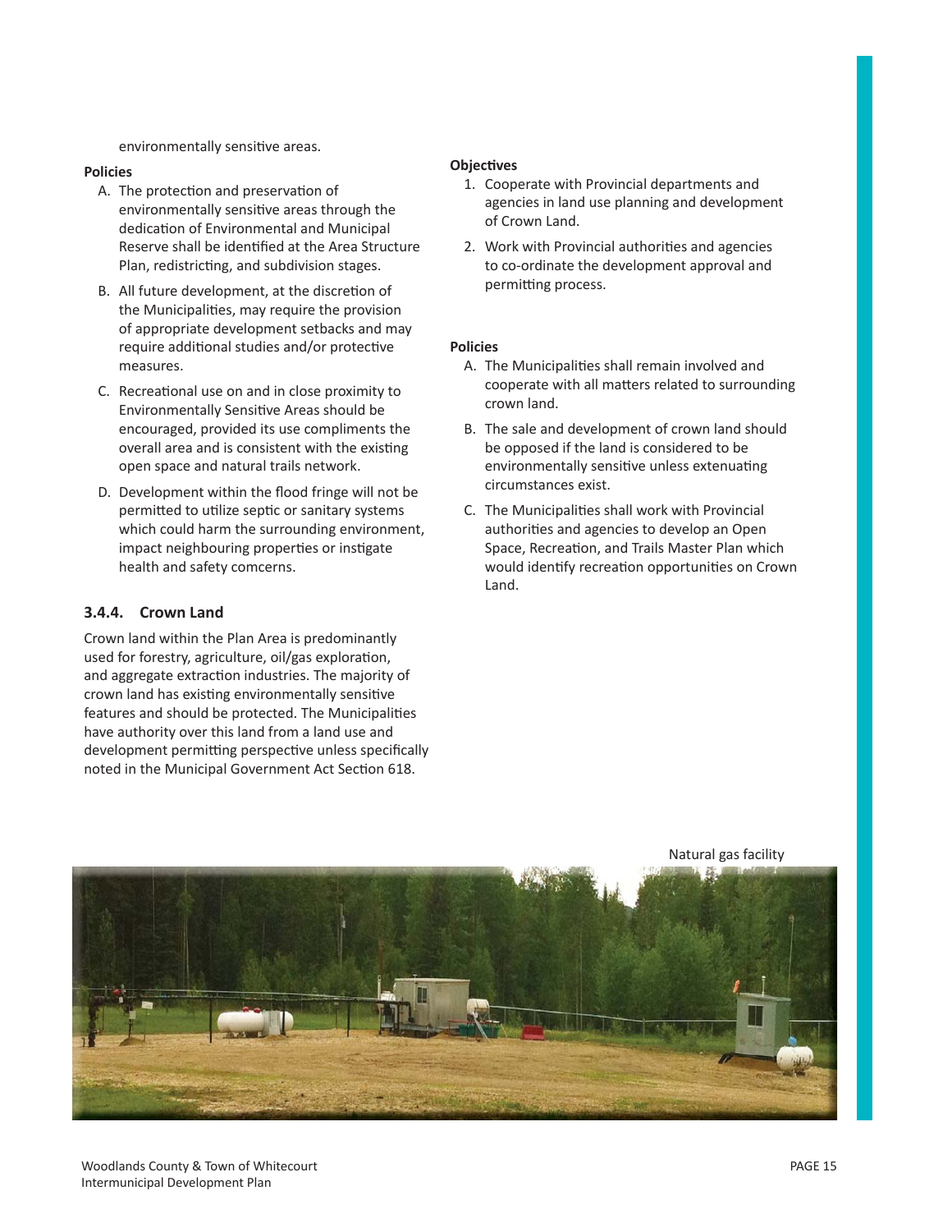environmentally sensitive areas.

**Policies**

A. The protection and preservation of environmentally sensitive areas through the dedication of Environmental and Municipal Reserve shall be identified at the Area Structure Plan, redistricting, and subdivision stages.

B. All future development, at the discretion of the Municipalities, may require the provision of appropriate development setbacks and may require additional studies and/or protective measures.

C. Recreational use on and in close proximity to Environmentally Sensitive Areas should be encouraged, provided its use compliments the overall area and is consistent with the existing open space and natural trails network.

D. Development within the flood fringe will not be permitted to utilize septic or sanitary systems which could harm the surrounding environment, impact neighbouring properties or instigate health and safety comcerns.

### 3.4.4. Crown Land

Crown land within the Plan Area is predominantly used for forestry, agriculture, oil/gas exploration, and aggregate extraction industries. The majority of crown land has existing environmentally sensitive features and should be protected. The Municipalities have authority over this land from a land use and development permitting perspective unless specifically noted in the Municipal Government Act Section 618.

**Objectives**

1. Cooperate with Provincial departments and agencies in land use planning and development of Crown Land.
2. Work with Provincial authorities and agencies to co-ordinate the development approval and permitting process.

**Policies**

A. The Municipalities shall remain involved and cooperate with all matters related to surrounding crown land.

B. The sale and development of crown land should be opposed if the land is considered to be environmentally sensitive unless extenuating circumstances exist.

C. The Municipalities shall work with Provincial authorities and agencies to develop an Open Space, Recreation, and Trails Master Plan which would identify recreation opportunities on Crown Land.

Natural gas facility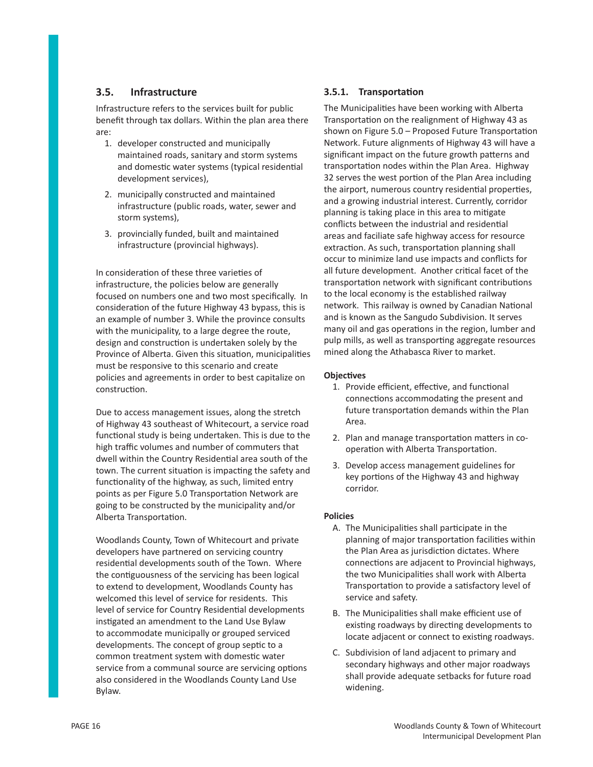## 3.5. Infrastructure

Infrastructure refers to the services built for public benefit through tax dollars. Within the plan area there are:

1. developer constructed and municipally maintained roads, sanitary and storm systems and domestic water systems (typical residential development services),
2. municipally constructed and maintained infrastructure (public roads, water, sewer and storm systems),
3. provincially funded, built and maintained infrastructure (provincial highways).

In consideration of these three varieties of infrastructure, the policies below are generally focused on numbers one and two most specifically. In consideration of the future Highway 43 bypass, this is an example of number 3. While the province consults with the municipality, to a large degree the route, design and construction is undertaken solely by the Province of Alberta. Given this situation, municipalities must be responsive to this scenario and create policies and agreements in order to best capitalize on construction.

Due to access management issues, along the stretch of Highway 43 southeast of Whitecourt, a service road functional study is being undertaken. This is due to the high traffic volumes and number of commuters that dwell within the Country Residential area south of the town. The current situation is impacting the safety and functionality of the highway, as such, limited entry points as per Figure 5.0 Transportation Network are going to be constructed by the municipality and/or Alberta Transportation.

Woodlands County, Town of Whitecourt and private developers have partnered on servicing country residential developments south of the Town. Where the contiguousness of the servicing has been logical to extend to development, Woodlands County has welcomed this level of service for residents. This level of service for Country Residential developments instigated an amendment to the Land Use Bylaw to accommodate municipally or grouped serviced developments. The concept of group septic to a common treatment system with domestic water service from a communal source are servicing options also considered in the Woodlands County Land Use Bylaw.

### 3.5.1. Transportation

The Municipalities have been working with Alberta Transportation on the realignment of Highway 43 as shown on Figure 5.0 – Proposed Future Transportation Network. Future alignments of Highway 43 will have a significant impact on the future growth patterns and transportation nodes within the Plan Area. Highway 32 serves the west portion of the Plan Area including the airport, numerous country residential properties, and a growing industrial interest. Currently, corridor planning is taking place in this area to mitigate conflicts between the industrial and residential areas and faciliate safe highway access for resource extraction. As such, transportation planning shall occur to minimize land use impacts and conflicts for all future development. Another critical facet of the transportation network with significant contributions to the local economy is the established railway network. This railway is owned by Canadian National and is known as the Sangudo Subdivision. It serves many oil and gas operations in the region, lumber and pulp mills, as well as transporting aggregate resources mined along the Athabasca River to market.

**Objectives**

1. Provide efficient, effective, and functional connections accommodating the present and future transportation demands within the Plan Area.
2. Plan and manage transportation matters in co-operation with Alberta Transportation.
3. Develop access management guidelines for key portions of the Highway 43 and highway corridor.

**Policies**

A. The Municipalities shall participate in the planning of major transportation facilities within the Plan Area as jurisdiction dictates. Where connections are adjacent to Provincial highways, the two Municipalities shall work with Alberta Transportation to provide a satisfactory level of service and safety.

B. The Municipalities shall make efficient use of existing roadways by directing developments to locate adjacent or connect to existing roadways.

C. Subdivision of land adjacent to primary and secondary highways and other major roadways shall provide adequate setbacks for future road widening.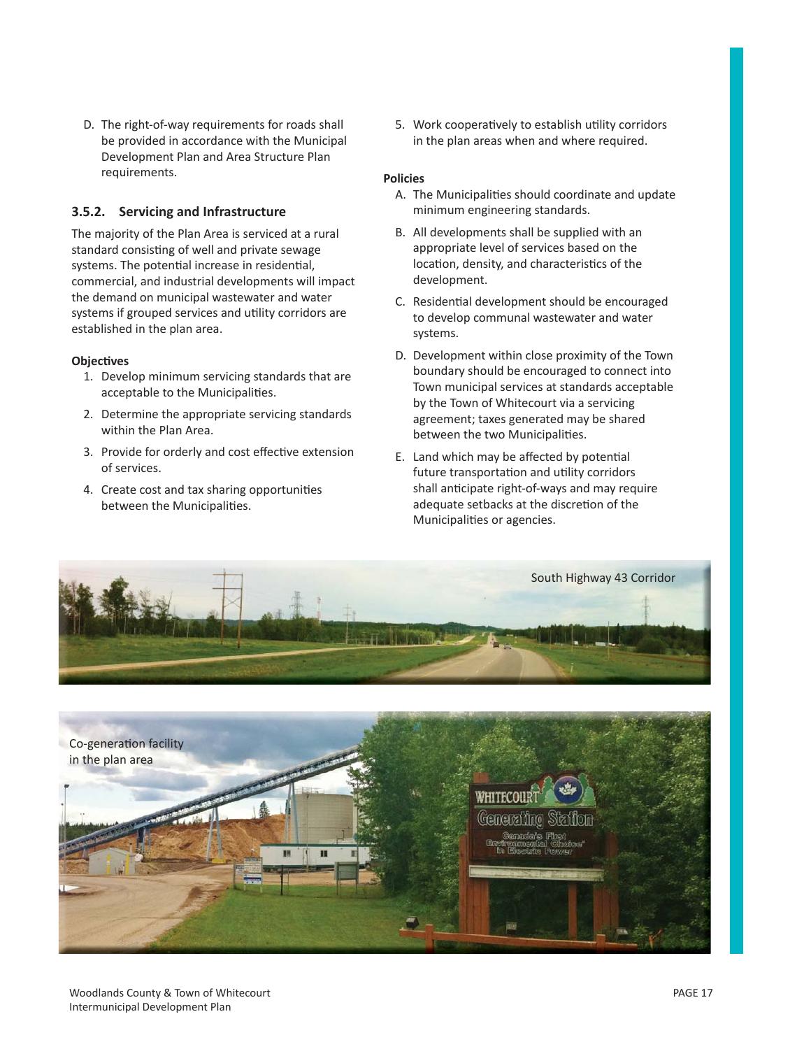D. The right-of-way requirements for roads shall be provided in accordance with the Municipal Development Plan and Area Structure Plan requirements.

### 3.5.2. Servicing and Infrastructure

The majority of the Plan Area is serviced at a rural standard consisting of well and private sewage systems. The potential increase in residential, commercial, and industrial developments will impact the demand on municipal wastewater and water systems if grouped services and utility corridors are established in the plan area.

**Objectives**

1. Develop minimum servicing standards that are acceptable to the Municipalities.
2. Determine the appropriate servicing standards within the Plan Area.
3. Provide for orderly and cost effective extension of services.
4. Create cost and tax sharing opportunities between the Municipalities.
5. Work cooperatively to establish utility corridors in the plan areas when and where required.

**Policies**

A. The Municipalities should coordinate and update minimum engineering standards.

B. All developments shall be supplied with an appropriate level of services based on the location, density, and characteristics of the development.

C. Residential development should be encouraged to develop communal wastewater and water systems.

D. Development within close proximity of the Town boundary should be encouraged to connect into Town municipal services at standards acceptable by the Town of Whitecourt via a servicing agreement; taxes generated may be shared between the two Municipalities.

E. Land which may be affected by potential future transportation and utility corridors shall anticipate right-of-ways and may require adequate setbacks at the discretion of the Municipalities or agencies.

South Highway 43 Corridor

Co-generation facility in the plan area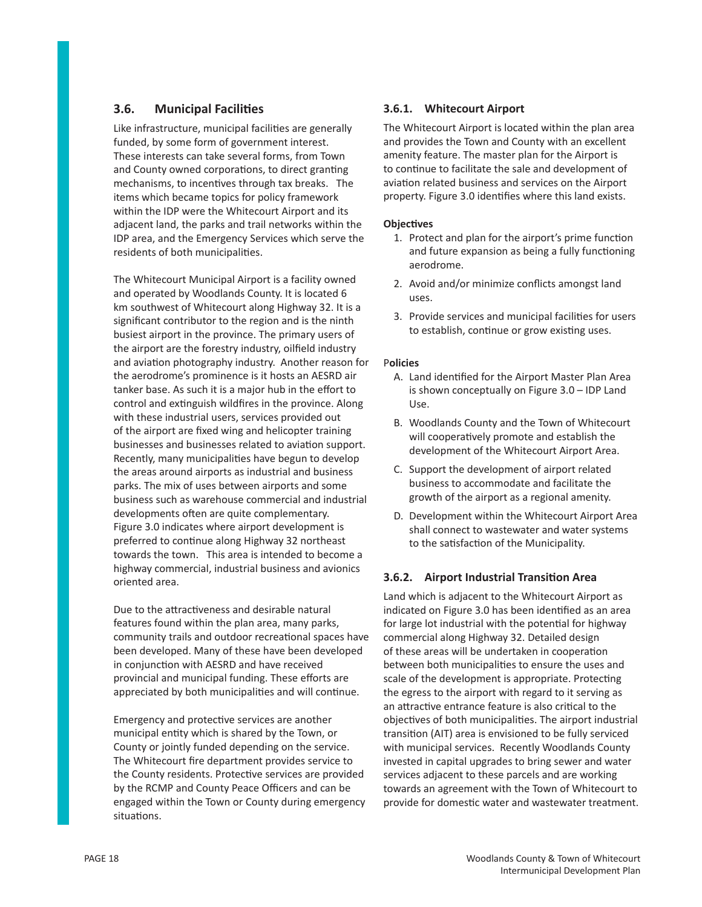## 3.6. Municipal Facilities

Like infrastructure, municipal facilities are generally funded, by some form of government interest. These interests can take several forms, from Town and County owned corporations, to direct granting mechanisms, to incentives through tax breaks. The items which became topics for policy framework within the IDP were the Whitecourt Airport and its adjacent land, the parks and trail networks within the IDP area, and the Emergency Services which serve the residents of both municipalities.

The Whitecourt Municipal Airport is a facility owned and operated by Woodlands County. It is located 6 km southwest of Whitecourt along Highway 32. It is a significant contributor to the region and is the ninth busiest airport in the province. The primary users of the airport are the forestry industry, oilfield industry and aviation photography industry. Another reason for the aerodrome's prominence is it hosts an AESRD air tanker base. As such it is a major hub in the effort to control and extinguish wildfires in the province. Along with these industrial users, services provided out of the airport are fixed wing and helicopter training businesses and businesses related to aviation support. Recently, many municipalities have begun to develop the areas around airports as industrial and business parks. The mix of uses between airports and some business such as warehouse commercial and industrial developments often are quite complementary. Figure 3.0 indicates where airport development is preferred to continue along Highway 32 northeast towards the town. This area is intended to become a highway commercial, industrial business and avionics oriented area.

Due to the attractiveness and desirable natural features found within the plan area, many parks, community trails and outdoor recreational spaces have been developed. Many of these have been developed in conjunction with AESRD and have received provincial and municipal funding. These efforts are appreciated by both municipalities and will continue.

Emergency and protective services are another municipal entity which is shared by the Town, or County or jointly funded depending on the service. The Whitecourt fire department provides service to the County residents. Protective services are provided by the RCMP and County Peace Officers and can be engaged within the Town or County during emergency situations.

### 3.6.1. Whitecourt Airport

The Whitecourt Airport is located within the plan area and provides the Town and County with an excellent amenity feature. The master plan for the Airport is to continue to facilitate the sale and development of aviation related business and services on the Airport property. Figure 3.0 identifies where this land exists.

**Objectives**

1. Protect and plan for the airport's prime function and future expansion as being a fully functioning aerodrome.
2. Avoid and/or minimize conflicts amongst land uses.
3. Provide services and municipal facilities for users to establish, continue or grow existing uses.

**Policies**

A. Land identified for the Airport Master Plan Area is shown conceptually on Figure 3.0 – IDP Land Use.

B. Woodlands County and the Town of Whitecourt will cooperatively promote and establish the development of the Whitecourt Airport Area.

C. Support the development of airport related business to accommodate and facilitate the growth of the airport as a regional amenity.

D. Development within the Whitecourt Airport Area shall connect to wastewater and water systems to the satisfaction of the Municipality.

### 3.6.2. Airport Industrial Transition Area

Land which is adjacent to the Whitecourt Airport as indicated on Figure 3.0 has been identified as an area for large lot industrial with the potential for highway commercial along Highway 32. Detailed design of these areas will be undertaken in cooperation between both municipalities to ensure the uses and scale of the development is appropriate. Protecting the egress to the airport with regard to it serving as an attractive entrance feature is also critical to the objectives of both municipalities. The airport industrial transition (AIT) area is envisioned to be fully serviced with municipal services. Recently Woodlands County invested in capital upgrades to bring sewer and water services adjacent to these parcels and are working towards an agreement with the Town of Whitecourt to provide for domestic water and wastewater treatment.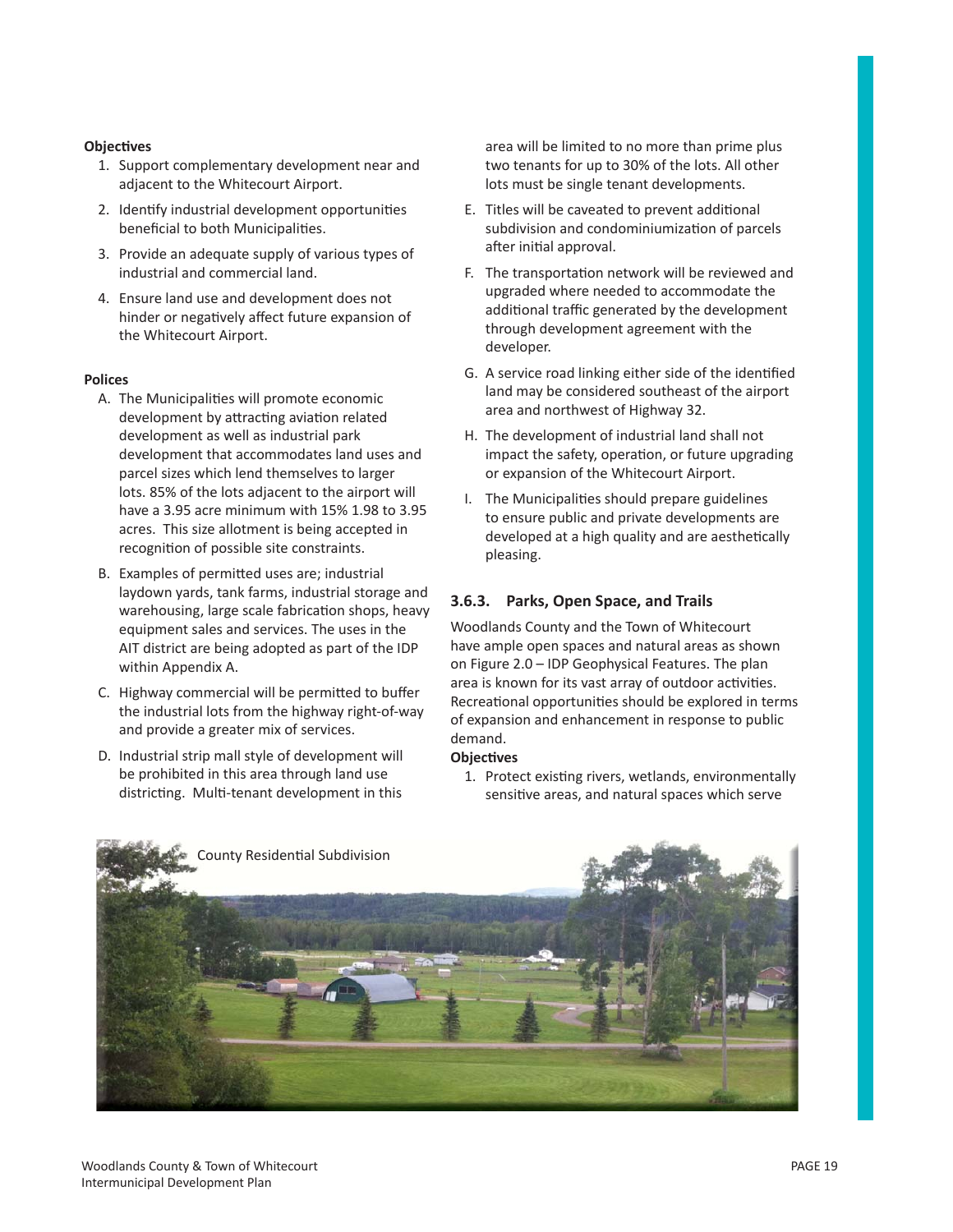**Objectives**

1. Support complementary development near and adjacent to the Whitecourt Airport.
2. Identify industrial development opportunities beneficial to both Municipalities.
3. Provide an adequate supply of various types of industrial and commercial land.
4. Ensure land use and development does not hinder or negatively affect future expansion of the Whitecourt Airport.

**Polices**

A. The Municipalities will promote economic development by attracting aviation related development as well as industrial park development that accommodates land uses and parcel sizes which lend themselves to larger lots. 85% of the lots adjacent to the airport will have a 3.95 acre minimum with 15% 1.98 to 3.95 acres. This size allotment is being accepted in recognition of possible site constraints.

B. Examples of permitted uses are; industrial laydown yards, tank farms, industrial storage and warehousing, large scale fabrication shops, heavy equipment sales and services. The uses in the AIT district are being adopted as part of the IDP within Appendix A.

C. Highway commercial will be permitted to buffer the industrial lots from the highway right-of-way and provide a greater mix of services.

D. Industrial strip mall style of development will be prohibited in this area through land use districting. Multi-tenant development in this area will be limited to no more than prime plus two tenants for up to 30% of the lots. All other lots must be single tenant developments.

E. Titles will be caveated to prevent additional subdivision and condominiumization of parcels after initial approval.

F. The transportation network will be reviewed and upgraded where needed to accommodate the additional traffic generated by the development through development agreement with the developer.

G. A service road linking either side of the identified land may be considered southeast of the airport area and northwest of Highway 32.

H. The development of industrial land shall not impact the safety, operation, or future upgrading or expansion of the Whitecourt Airport.

I. The Municipalities should prepare guidelines to ensure public and private developments are developed at a high quality and are aesthetically pleasing.

### 3.6.3. Parks, Open Space, and Trails

Woodlands County and the Town of Whitecourt have ample open spaces and natural areas as shown on Figure 2.0 – IDP Geophysical Features. The plan area is known for its vast array of outdoor activities. Recreational opportunities should be explored in terms of expansion and enhancement in response to public demand.

**Objectives**

1. Protect existing rivers, wetlands, environmentally sensitive areas, and natural spaces which serve

County Residential Subdivision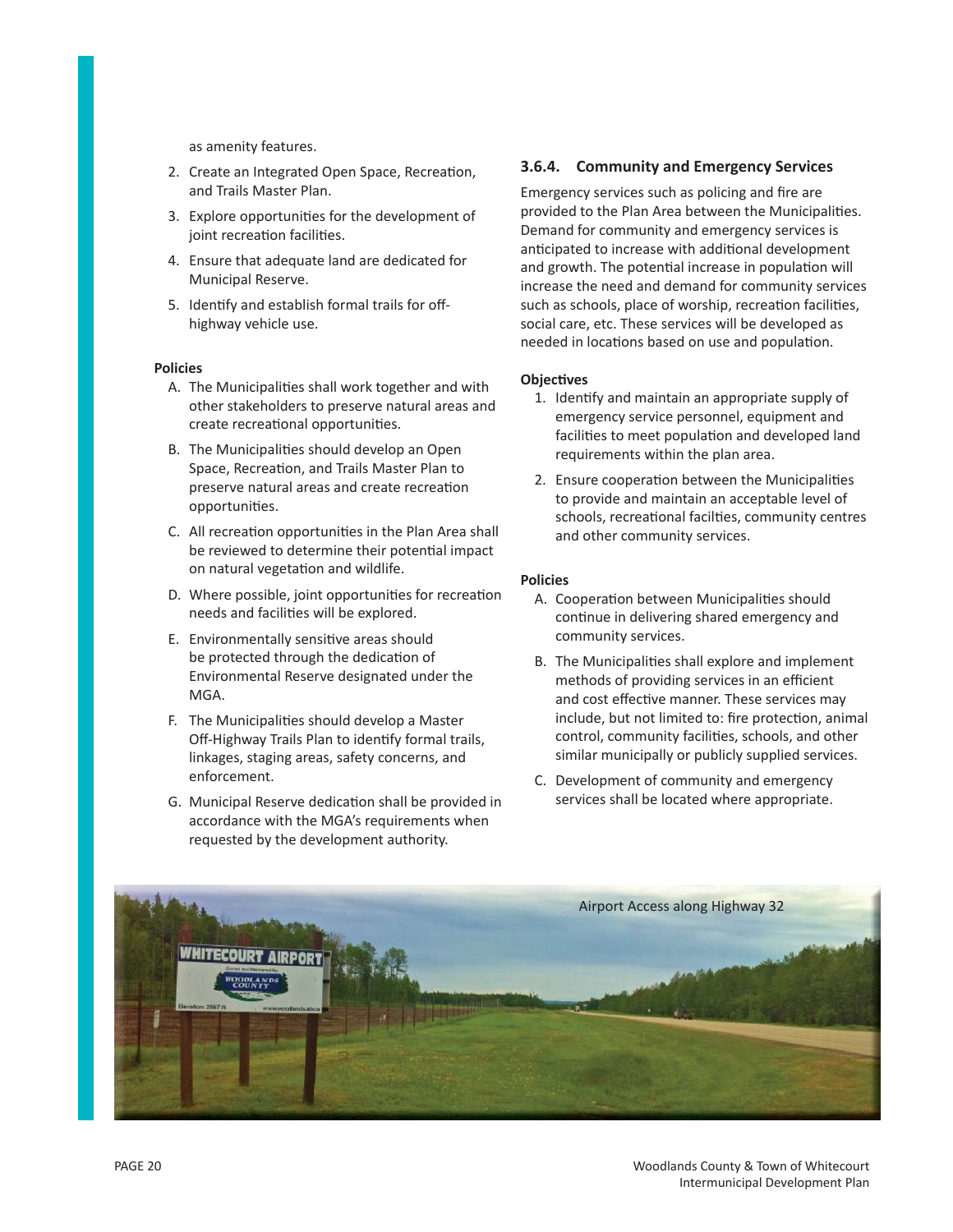as amenity features.

2. Create an Integrated Open Space, Recreation, and Trails Master Plan.
3. Explore opportunities for the development of joint recreation facilities.
4. Ensure that adequate land are dedicated for Municipal Reserve.
5. Identify and establish formal trails for off-highway vehicle use.

**Policies**

A. The Municipalities shall work together and with other stakeholders to preserve natural areas and create recreational opportunities.

B. The Municipalities should develop an Open Space, Recreation, and Trails Master Plan to preserve natural areas and create recreation opportunities.

C. All recreation opportunities in the Plan Area shall be reviewed to determine their potential impact on natural vegetation and wildlife.

D. Where possible, joint opportunities for recreation needs and facilities will be explored.

E. Environmentally sensitive areas should be protected through the dedication of Environmental Reserve designated under the MGA.

F. The Municipalities should develop a Master Off-Highway Trails Plan to identify formal trails, linkages, staging areas, safety concerns, and enforcement.

G. Municipal Reserve dedication shall be provided in accordance with the MGA's requirements when requested by the development authority.

### 3.6.4. Community and Emergency Services

Emergency services such as policing and fire are provided to the Plan Area between the Municipalities. Demand for community and emergency services is anticipated to increase with additional development and growth. The potential increase in population will increase the need and demand for community services such as schools, place of worship, recreation facilities, social care, etc. These services will be developed as needed in locations based on use and population.

**Objectives**

1. Identify and maintain an appropriate supply of emergency service personnel, equipment and facilities to meet population and developed land requirements within the plan area.
2. Ensure cooperation between the Municipalities to provide and maintain an acceptable level of schools, recreational facilties, community centres and other community services.

**Policies**

A. Cooperation between Municipalities should continue in delivering shared emergency and community services.

B. The Municipalities shall explore and implement methods of providing services in an efficient and cost effective manner. These services may include, but not limited to: fire protection, animal control, community facilities, schools, and other similar municipally or publicly supplied services.

C. Development of community and emergency services shall be located where appropriate.

Airport Access along Highway 32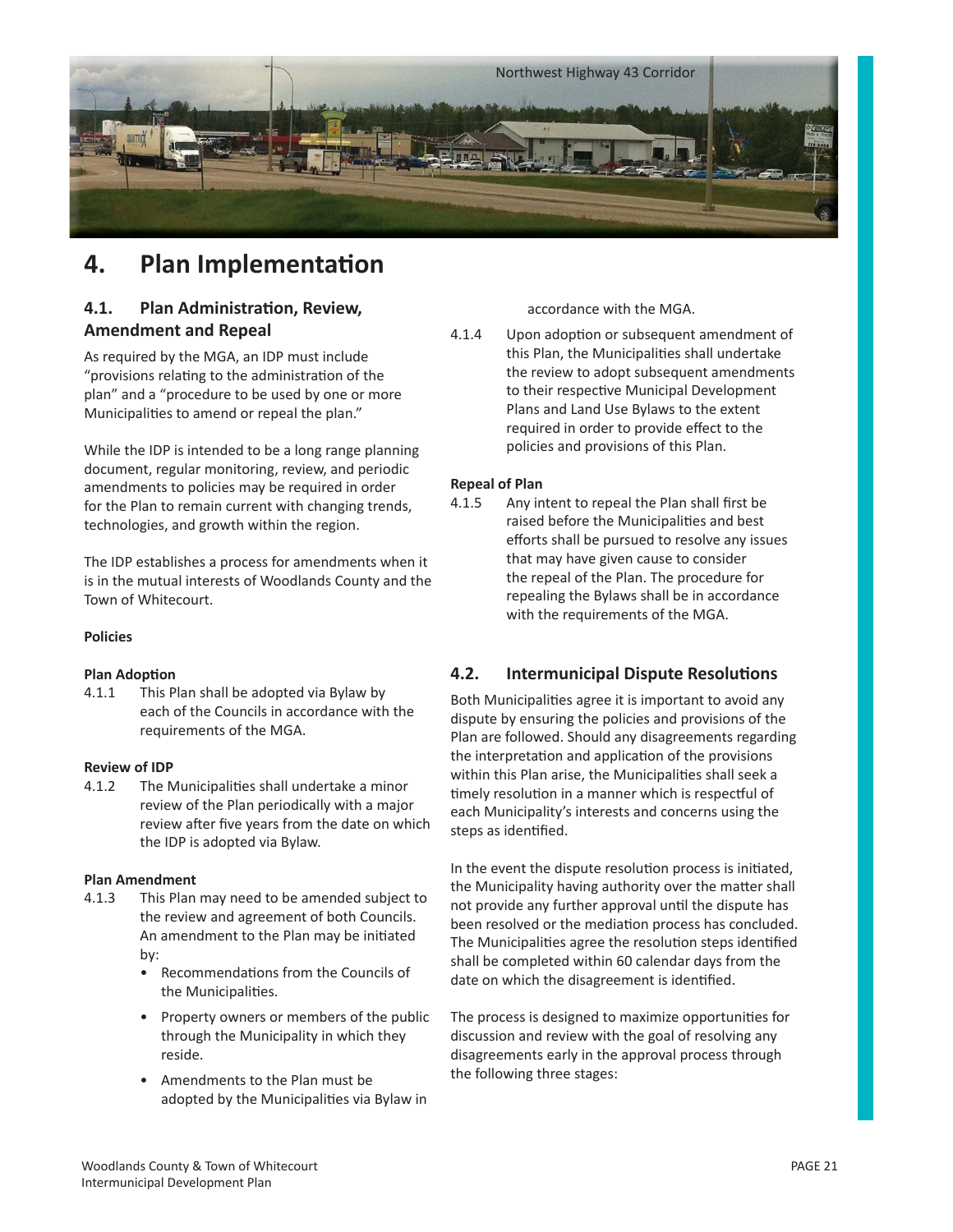Northwest Highway 43 Corridor

# 4. Plan Implementation

## 4.1. Plan Administration, Review, Amendment and Repeal

As required by the MGA, an IDP must include "provisions relating to the administration of the plan" and a "procedure to be used by one or more Municipalities to amend or repeal the plan."

While the IDP is intended to be a long range planning document, regular monitoring, review, and periodic amendments to policies may be required in order for the Plan to remain current with changing trends, technologies, and growth within the region.

The IDP establishes a process for amendments when it is in the mutual interests of Woodlands County and the Town of Whitecourt.

**Policies**

**Plan Adoption**

4.1.1 This Plan shall be adopted via Bylaw by each of the Councils in accordance with the requirements of the MGA.

**Review of IDP**

4.1.2 The Municipalities shall undertake a minor review of the Plan periodically with a major review after five years from the date on which the IDP is adopted via Bylaw.

**Plan Amendment**

4.1.3 This Plan may need to be amended subject to the review and agreement of both Councils. An amendment to the Plan may be initiated by:

- Recommendations from the Councils of the Municipalities.
- Property owners or members of the public through the Municipality in which they reside.
- Amendments to the Plan must be adopted by the Municipalities via Bylaw in accordance with the MGA.

4.1.4 Upon adoption or subsequent amendment of this Plan, the Municipalities shall undertake the review to adopt subsequent amendments to their respective Municipal Development Plans and Land Use Bylaws to the extent required in order to provide effect to the policies and provisions of this Plan.

**Repeal of Plan**

4.1.5 Any intent to repeal the Plan shall first be raised before the Municipalities and best efforts shall be pursued to resolve any issues that may have given cause to consider the repeal of the Plan. The procedure for repealing the Bylaws shall be in accordance with the requirements of the MGA.

## 4.2. Intermunicipal Dispute Resolutions

Both Municipalities agree it is important to avoid any dispute by ensuring the policies and provisions of the Plan are followed. Should any disagreements regarding the interpretation and application of the provisions within this Plan arise, the Municipalities shall seek a timely resolution in a manner which is respectful of each Municipality's interests and concerns using the steps as identified.

In the event the dispute resolution process is initiated, the Municipality having authority over the matter shall not provide any further approval until the dispute has been resolved or the mediation process has concluded. The Municipalities agree the resolution steps identified shall be completed within 60 calendar days from the date on which the disagreement is identified.

The process is designed to maximize opportunities for discussion and review with the goal of resolving any disagreements early in the approval process through the following three stages: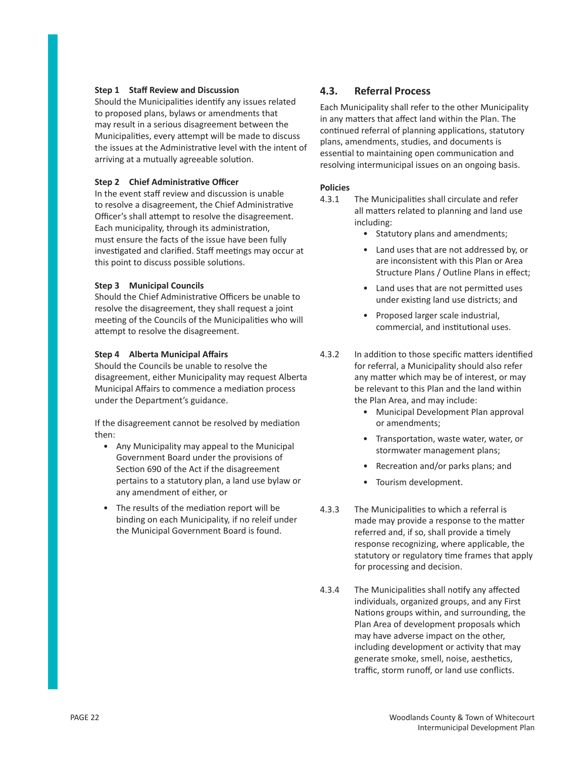**Step 1 Staff Review and Discussion**

Should the Municipalities identify any issues related to proposed plans, bylaws or amendments that may result in a serious disagreement between the Municipalities, every attempt will be made to discuss the issues at the Administrative level with the intent of arriving at a mutually agreeable solution.

**Step 2 Chief Administrative Officer**

In the event staff review and discussion is unable to resolve a disagreement, the Chief Administrative Officer's shall attempt to resolve the disagreement. Each municipality, through its administration, must ensure the facts of the issue have been fully investigated and clarified. Staff meetings may occur at this point to discuss possible solutions.

**Step 3 Municipal Councils**

Should the Chief Administrative Officers be unable to resolve the disagreement, they shall request a joint meeting of the Councils of the Municipalities who will attempt to resolve the disagreement.

**Step 4 Alberta Municipal Affairs**

Should the Councils be unable to resolve the disagreement, either Municipality may request Alberta Municipal Affairs to commence a mediation process under the Department's guidance.

If the disagreement cannot be resolved by mediation then:

- Any Municipality may appeal to the Municipal Government Board under the provisions of Section 690 of the Act if the disagreement pertains to a statutory plan, a land use bylaw or any amendment of either, or
- The results of the mediation report will be binding on each Municipality, if no releif under the Municipal Government Board is found.

## 4.3. Referral Process

Each Municipality shall refer to the other Municipality in any matters that affect land within the Plan. The continued referral of planning applications, statutory plans, amendments, studies, and documents is essential to maintaining open communication and resolving intermunicipal issues on an ongoing basis.

**Policies**

4.3.1 The Municipalities shall circulate and refer all matters related to planning and land use including:

- Statutory plans and amendments;
- Land uses that are not addressed by, or are inconsistent with this Plan or Area Structure Plans / Outline Plans in effect;
- Land uses that are not permitted uses under existing land use districts; and
- Proposed larger scale industrial, commercial, and institutional uses.

4.3.2 In addition to those specific matters identified for referral, a Municipality should also refer any matter which may be of interest, or may be relevant to this Plan and the land within the Plan Area, and may include:

- Municipal Development Plan approval or amendments;
- Transportation, waste water, water, or stormwater management plans;
- Recreation and/or parks plans; and
- Tourism development.

4.3.3 The Municipalities to which a referral is made may provide a response to the matter referred and, if so, shall provide a timely response recognizing, where applicable, the statutory or regulatory time frames that apply for processing and decision.

4.3.4 The Municipalities shall notify any affected individuals, organized groups, and any First Nations groups within, and surrounding, the Plan Area of development proposals which may have adverse impact on the other, including development or activity that may generate smoke, smell, noise, aesthetics, traffic, storm runoff, or land use conflicts.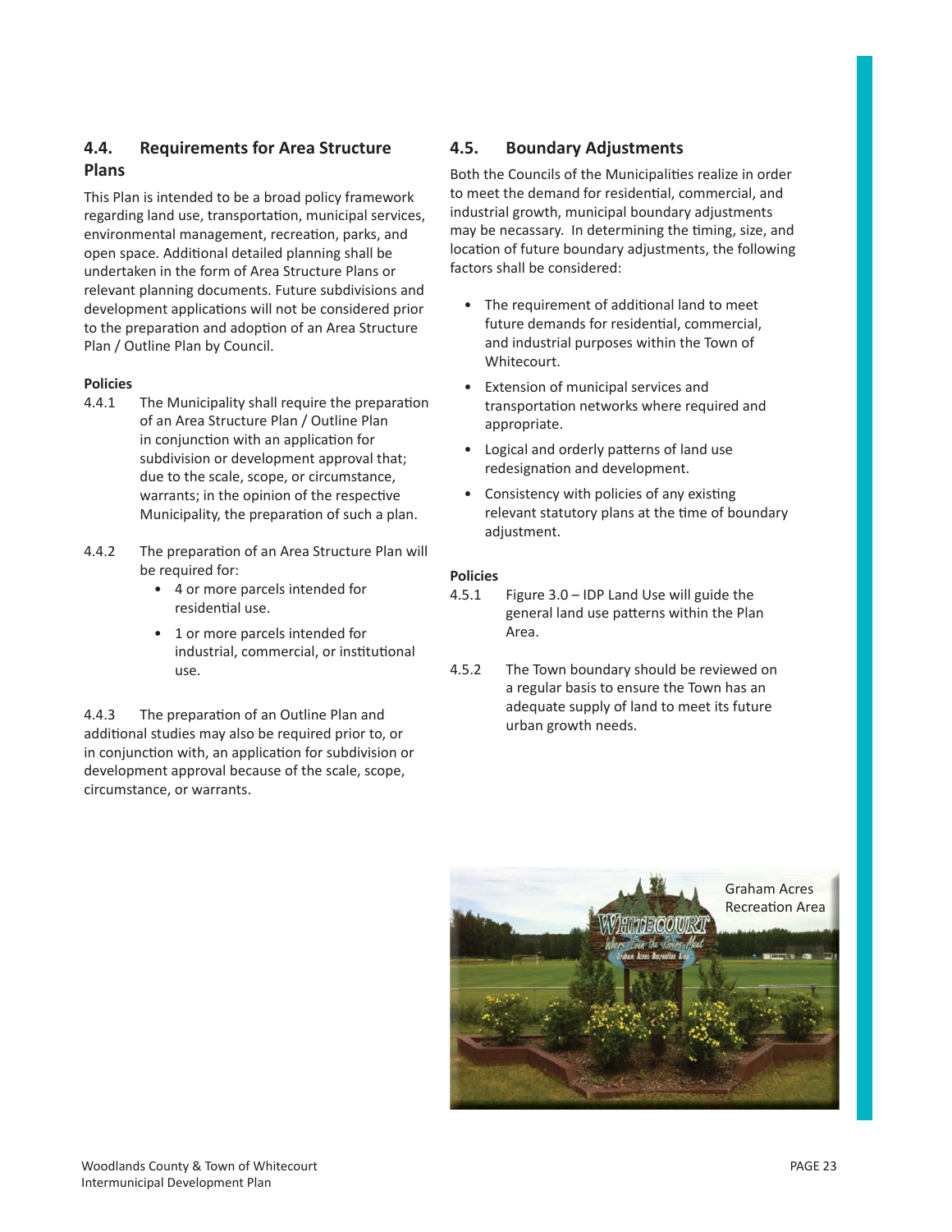## 4.4. Requirements for Area Structure Plans

This Plan is intended to be a broad policy framework regarding land use, transportation, municipal services, environmental management, recreation, parks, and open space. Additional detailed planning shall be undertaken in the form of Area Structure Plans or relevant planning documents. Future subdivisions and development applications will not be considered prior to the preparation and adoption of an Area Structure Plan / Outline Plan by Council.

**Policies**

4.4.1 The Municipality shall require the preparation of an Area Structure Plan / Outline Plan in conjunction with an application for subdivision or development approval that; due to the scale, scope, or circumstance, warrants; in the opinion of the respective Municipality, the preparation of such a plan.

4.4.2 The preparation of an Area Structure Plan will be required for:

- 4 or more parcels intended for residential use.
- 1 or more parcels intended for industrial, commercial, or institutional use.

4.4.3 The preparation of an Outline Plan and additional studies may also be required prior to, or in conjunction with, an application for subdivision or development approval because of the scale, scope, circumstance, or warrants.

## 4.5. Boundary Adjustments

Both the Councils of the Municipalities realize in order to meet the demand for residential, commercial, and industrial growth, municipal boundary adjustments may be necassary. In determining the timing, size, and location of future boundary adjustments, the following factors shall be considered:

- The requirement of additional land to meet future demands for residential, commercial, and industrial purposes within the Town of Whitecourt.
- Extension of municipal services and transportation networks where required and appropriate.
- Logical and orderly patterns of land use redesignation and development.
- Consistency with policies of any existing relevant statutory plans at the time of boundary adjustment.

**Policies**

4.5.1 Figure 3.0 – IDP Land Use will guide the general land use patterns within the Plan Area.

4.5.2 The Town boundary should be reviewed on a regular basis to ensure the Town has an adequate supply of land to meet its future urban growth needs.

Graham Acres Recreation Area